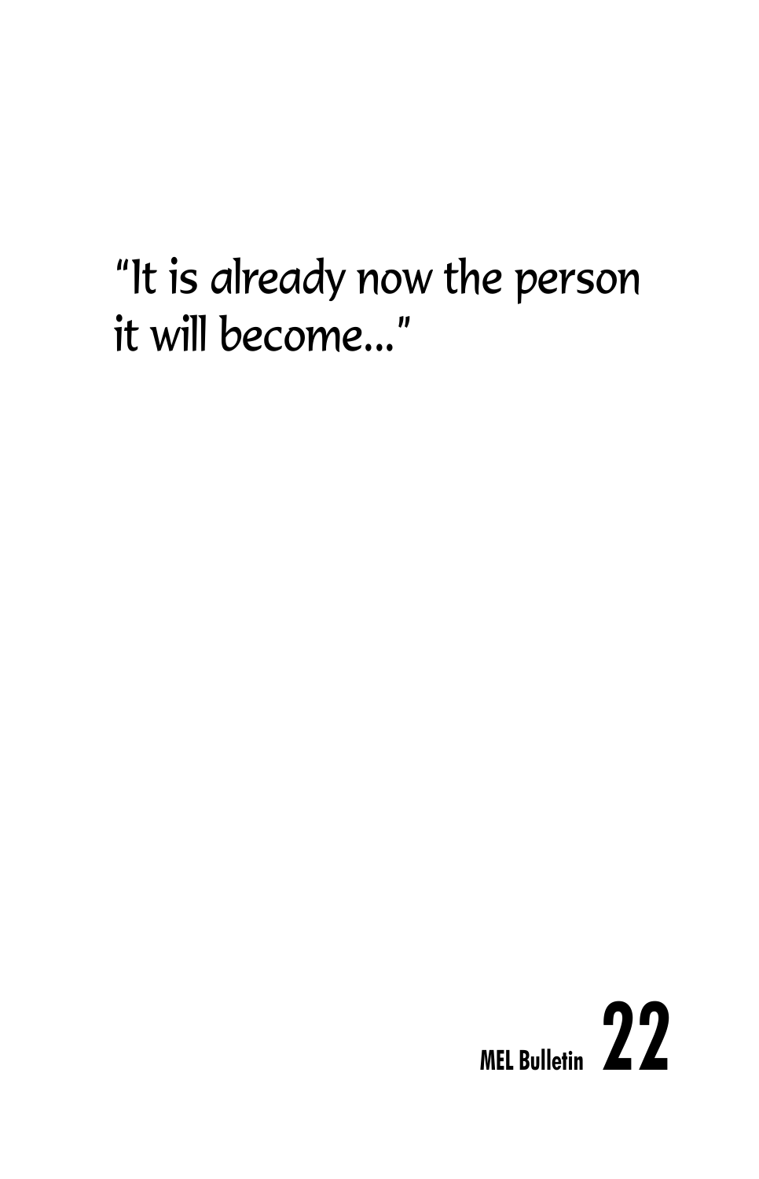"It is already now the person it will become..."

**MEL Bulletin** **22**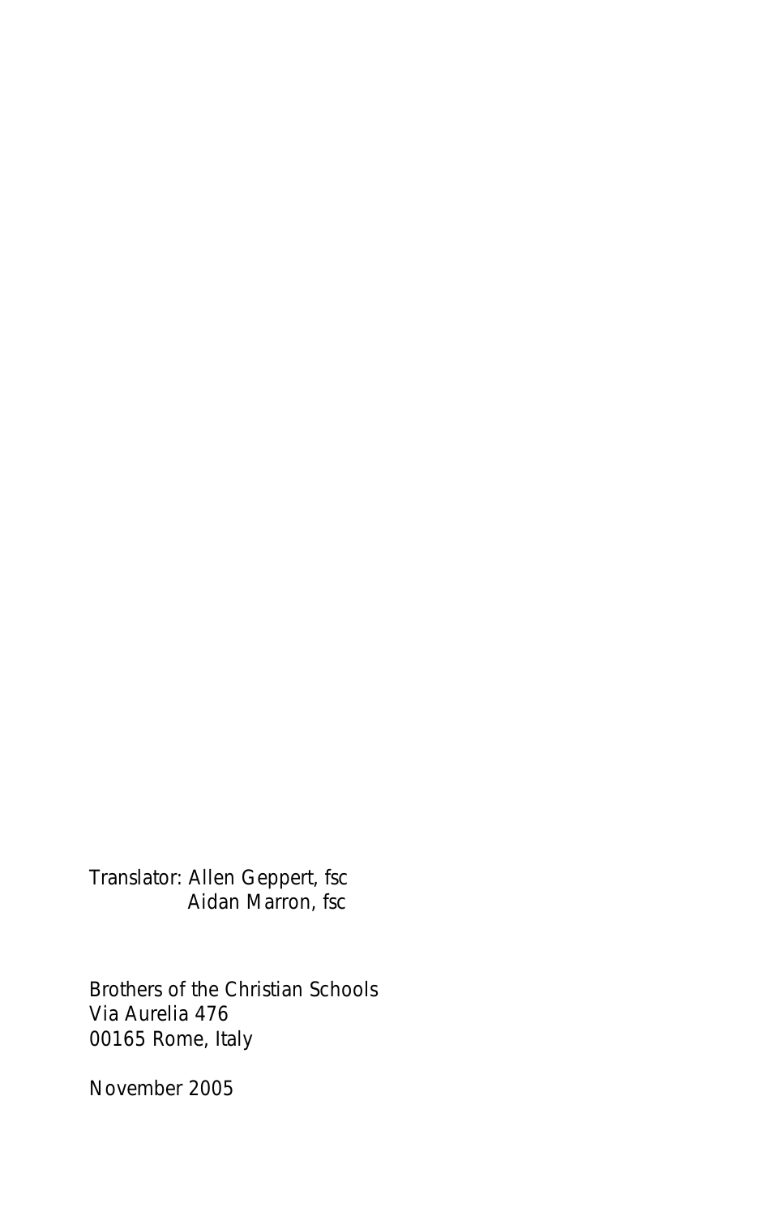Translator: Allen Geppert, fsc
Aidan Marron, fsc

Brothers of the Christian Schools
Via Aurelia 476
00165 Rome, Italy

November 2005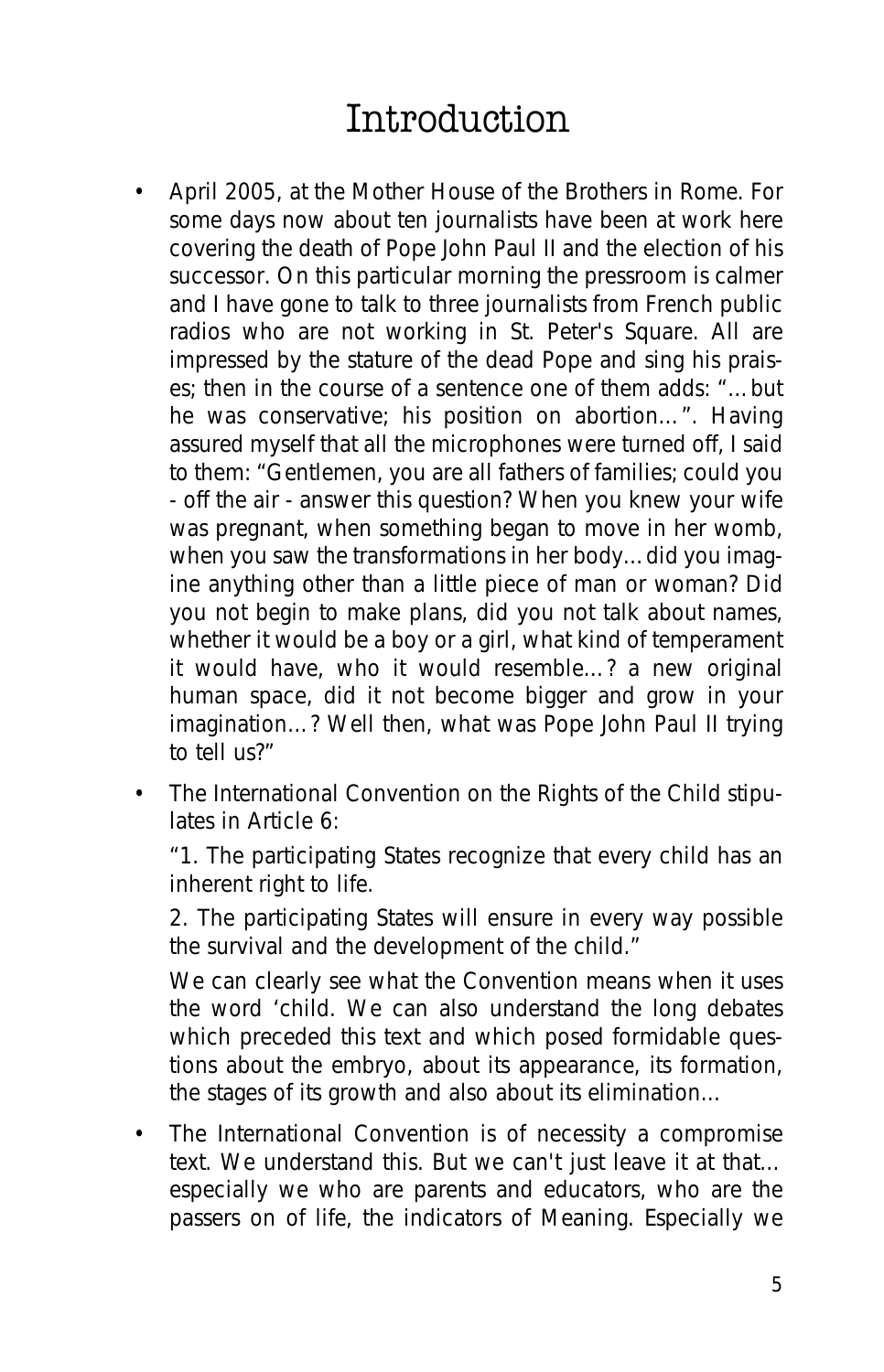# Introduction

- April 2005, at the Mother House of the Brothers in Rome. For some days now about ten journalists have been at work here covering the death of Pope John Paul II and the election of his successor. On this particular morning the pressroom is calmer and I have gone to talk to three journalists from French public radios who are not working in St. Peter's Square. All are impressed by the stature of the dead Pope and sing his praises; then in the course of a sentence one of them adds: "…but he was conservative; his position on abortion…". Having assured myself that all the microphones were turned off, I said to them: "Gentlemen, you are all fathers of families; could you - off the air - answer this question? When you knew your wife was pregnant, when something began to move in her womb, when you saw the transformations in her body…did you imagine anything other than a little piece of man or woman? Did you not begin to make plans, did you not talk about names, whether it would be a boy or a girl, what kind of temperament it would have, who it would resemble…? a new original human space, did it not become bigger and grow in your imagination…? Well then, what was Pope John Paul II trying to tell us?"

- The International Convention on the Rights of the Child stipulates in Article 6:

  "1. The participating States recognize that every child has an inherent right to life.

  2. The participating States will ensure in every way possible the survival and the development of the child."

  We can clearly see what the Convention means when it uses the word 'child. We can also understand the long debates which preceded this text and which posed formidable questions about the embryo, about its appearance, its formation, the stages of its growth and also about its elimination…

- The International Convention is of necessity a compromise text. We understand this. But we can't just leave it at that… especially we who are parents and educators, who are the passers on of life, the indicators of Meaning. Especially we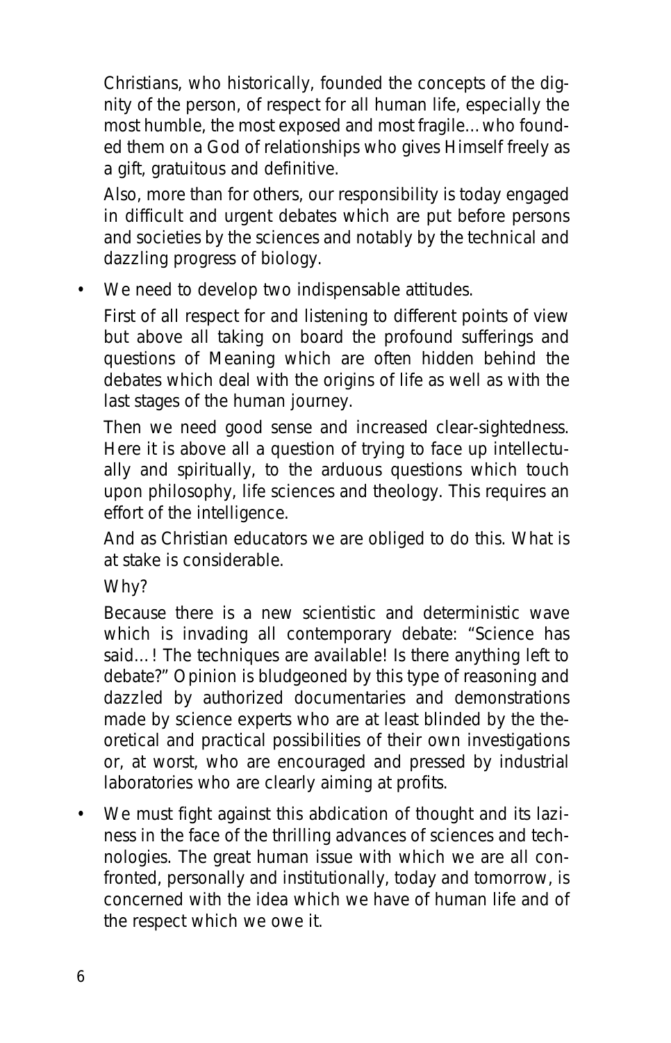Christians, who historically, founded the concepts of the dignity of the person, of respect for all human life, especially the most humble, the most exposed and most fragile… who founded them on a God of relationships who gives Himself freely as a gift, gratuitous and definitive.

Also, more than for others, our responsibility is today engaged in difficult and urgent debates which are put before persons and societies by the sciences and notably by the technical and dazzling progress of biology.

- We need to develop two indispensable attitudes.

  First of all respect for and listening to different points of view but above all taking on board the profound sufferings and questions of Meaning which are often hidden behind the debates which deal with the origins of life as well as with the last stages of the human journey.

  Then we need good sense and increased clear-sightedness. Here it is above all a question of trying to face up intellectually and spiritually, to the arduous questions which touch upon philosophy, life sciences and theology. This requires an effort of the intelligence.

  And as Christian educators we are obliged to do this. What is at stake is considerable.

  Why?

  Because there is a new scientistic and deterministic wave which is invading all contemporary debate: "Science has said…! The techniques are available! Is there anything left to debate?" Opinion is bludgeoned by this type of reasoning and dazzled by authorized documentaries and demonstrations made by science experts who are at least blinded by the theoretical and practical possibilities of their own investigations or, at worst, who are encouraged and pressed by industrial laboratories who are clearly aiming at profits.

- We must fight against this abdication of thought and its laziness in the face of the thrilling advances of sciences and technologies. The great human issue with which we are all confronted, personally and institutionally, today and tomorrow, is concerned with the idea which we have of human life and of the respect which we owe it.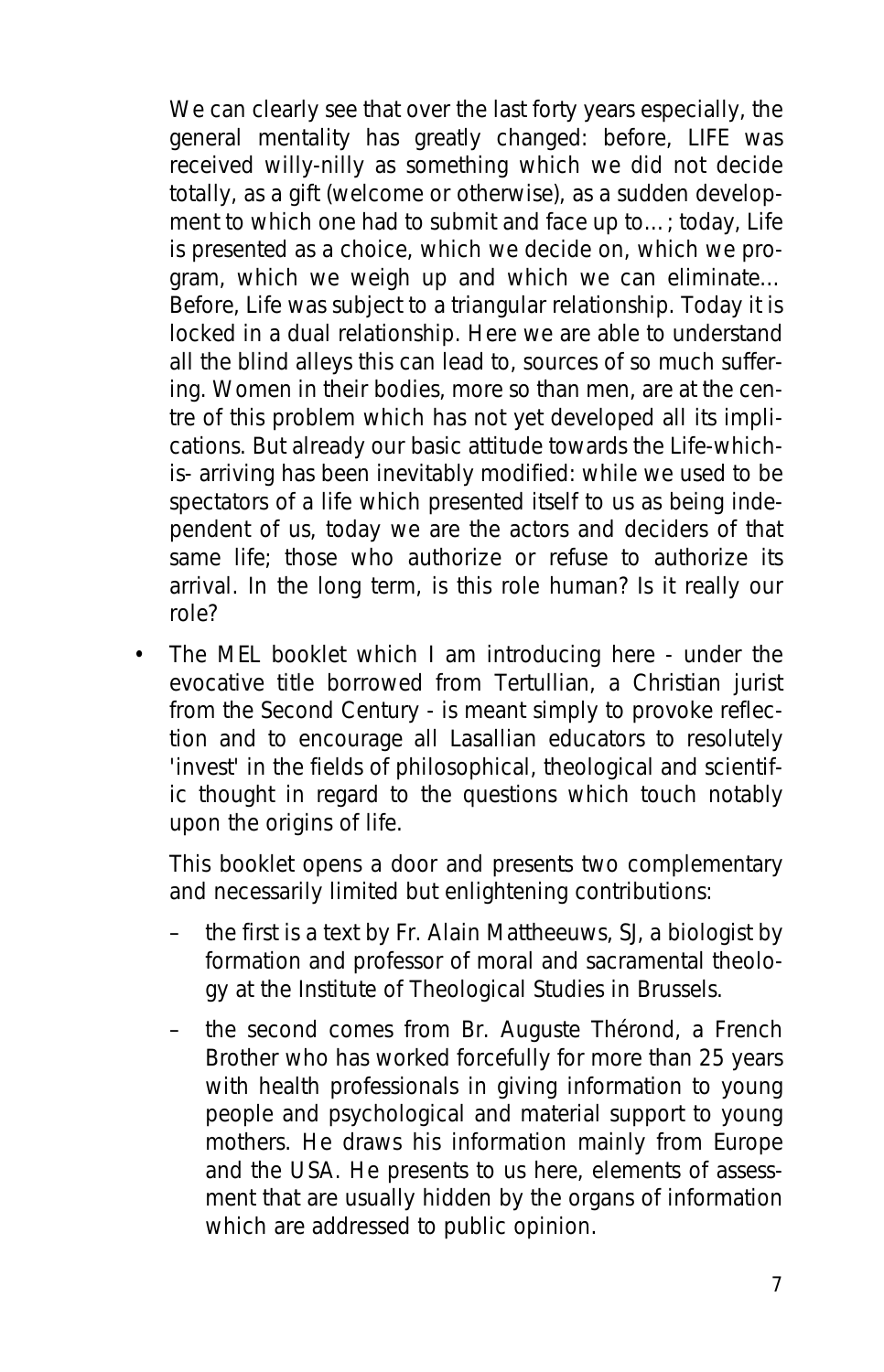We can clearly see that over the last forty years especially, the general mentality has greatly changed: before, LIFE was received willy-nilly as something which we did not decide totally, as a gift (welcome or otherwise), as a sudden development to which one had to submit and face up to…; today, Life is presented as a choice, which we decide on, which we program, which we weigh up and which we can eliminate… Before, Life was subject to a triangular relationship. Today it is locked in a dual relationship. Here we are able to understand all the blind alleys this can lead to, sources of so much suffering. Women in their bodies, more so than men, are at the centre of this problem which has not yet developed all its implications. But already our basic attitude towards the Life-which-is- arriving has been inevitably modified: while we used to be spectators of a life which presented itself to us as being independent of us, today we are the actors and deciders of that same life; those who authorize or refuse to authorize its arrival. In the long term, is this role human? Is it really our role?

- The MEL booklet which I am introducing here - under the evocative title borrowed from Tertullian, a Christian jurist from the Second Century - is meant simply to provoke reflection and to encourage all Lasallian educators to resolutely 'invest' in the fields of philosophical, theological and scientific thought in regard to the questions which touch notably upon the origins of life.

  This booklet opens a door and presents two complementary and necessarily limited but enlightening contributions:

  – the first is a text by Fr. Alain Mattheeuws, SJ, a biologist by formation and professor of moral and sacramental theology at the Institute of Theological Studies in Brussels.

  – the second comes from Br. Auguste Thérond, a French Brother who has worked forcefully for more than 25 years with health professionals in giving information to young people and psychological and material support to young mothers. He draws his information mainly from Europe and the USA. He presents to us here, elements of assessment that are usually hidden by the organs of information which are addressed to public opinion.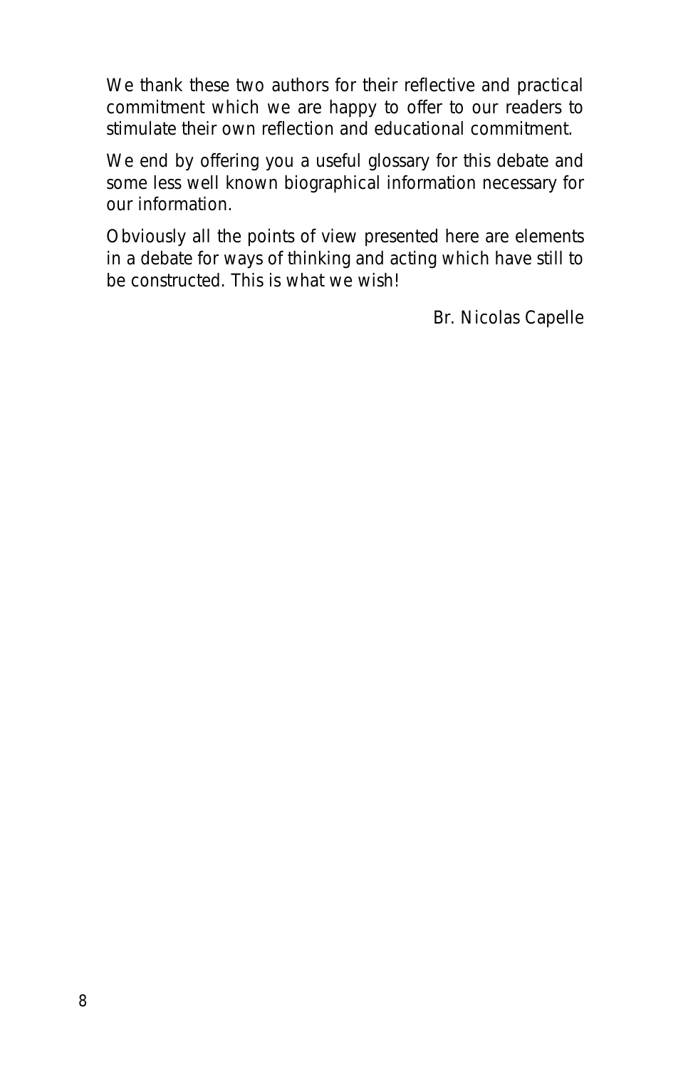We thank these two authors for their reflective and practical commitment which we are happy to offer to our readers to stimulate their own reflection and educational commitment.

We end by offering you a useful glossary for this debate and some less well known biographical information necessary for our information.

Obviously all the points of view presented here are elements in a debate for ways of thinking and acting which have still to be constructed. This is what we wish!

Br. Nicolas Capelle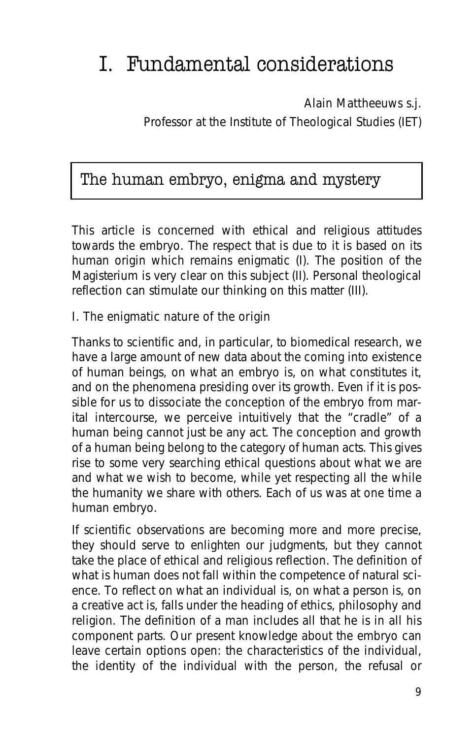# I. Fundamental considerations

Alain Mattheeuws s.j.

Professor at the Institute of Theological Studies (IET)

## The human embryo, enigma and mystery

This article is concerned with ethical and religious attitudes towards the embryo. The respect that is due to it is based on its human origin which remains enigmatic (I). The position of the Magisterium is very clear on this subject (II). Personal theological reflection can stimulate our thinking on this matter (III).

### I. The enigmatic nature of the origin

Thanks to scientific and, in particular, to biomedical research, we have a large amount of new data about the coming into existence of human beings, on what an embryo is, on what constitutes it, and on the phenomena presiding over its growth. Even if it is possible for us to dissociate the conception of the embryo from marital intercourse, we perceive intuitively that the "cradle" of a human being cannot just be any act. The conception and growth of a human being belong to the category of human acts. This gives rise to some very searching ethical questions about what we are and what we wish to become, while yet respecting all the while the humanity we share with others. Each of us was at one time a human embryo.

If scientific observations are becoming more and more precise, they should serve to enlighten our judgments, but they cannot take the place of ethical and religious reflection. The definition of what is human does not fall within the competence of natural science. To reflect on what an individual is, on what a person is, on a creative act is, falls under the heading of ethics, philosophy and religion. The definition of a man includes all that he is in all his component parts. Our present knowledge about the embryo can leave certain options open: the characteristics of the individual, the identity of the individual with the person, the refusal or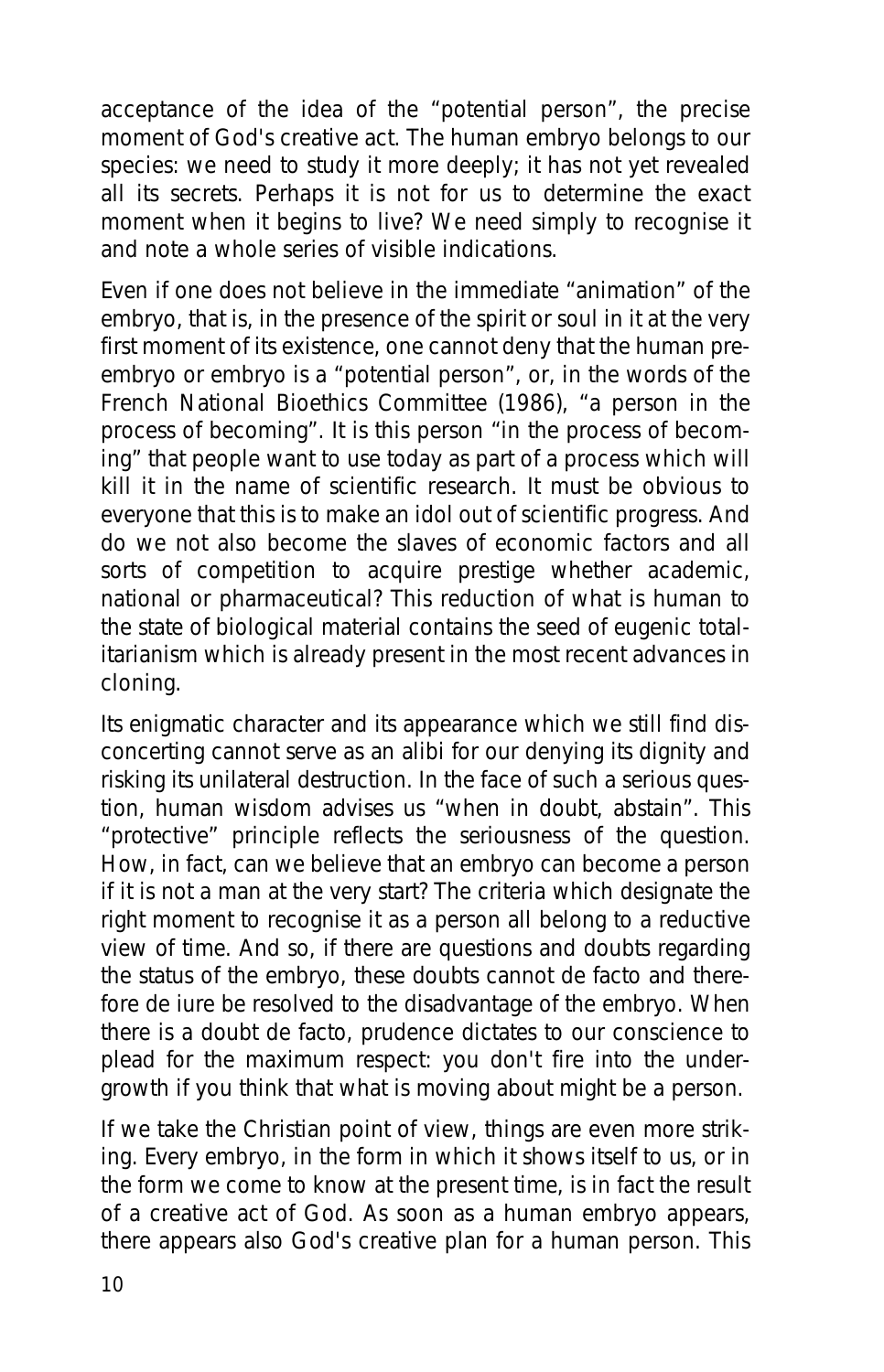acceptance of the idea of the "potential person", the precise moment of God's creative act. The human embryo belongs to our species: we need to study it more deeply; it has not yet revealed all its secrets. Perhaps it is not for us to determine the exact moment when it begins to live? We need simply to recognise it and note a whole series of visible indications.

Even if one does not believe in the immediate "animation" of the embryo, that is, in the presence of the spirit or soul in it at the very first moment of its existence, one cannot deny that the human pre-embryo or embryo is a "potential person", or, in the words of the French National Bioethics Committee (1986), "a person in the process of becoming". It is this person "in the process of becoming" that people want to use today as part of a process which will kill it in the name of scientific research. It must be obvious to everyone that this is to make an idol out of scientific progress. And do we not also become the slaves of economic factors and all sorts of competition to acquire prestige whether academic, national or pharmaceutical? This reduction of what is human to the state of biological material contains the seed of eugenic totalitarianism which is already present in the most recent advances in cloning.

Its enigmatic character and its appearance which we still find disconcerting cannot serve as an alibi for our denying its dignity and risking its unilateral destruction. In the face of such a serious question, human wisdom advises us "when in doubt, abstain". This "protective" principle reflects the seriousness of the question. How, in fact, can we believe that an embryo can become a person if it is not a man at the very start? The criteria which designate the right moment to recognise it as a person all belong to a reductive view of time. And so, if there are questions and doubts regarding the status of the embryo, these doubts cannot de facto and therefore de iure be resolved to the disadvantage of the embryo. When there is a doubt de facto, prudence dictates to our conscience to plead for the maximum respect: you don't fire into the undergrowth if you think that what is moving about might be a person.

If we take the Christian point of view, things are even more striking. Every embryo, in the form in which it shows itself to us, or in the form we come to know at the present time, is in fact the result of a creative act of God. As soon as a human embryo appears, there appears also God's creative plan for a human person. This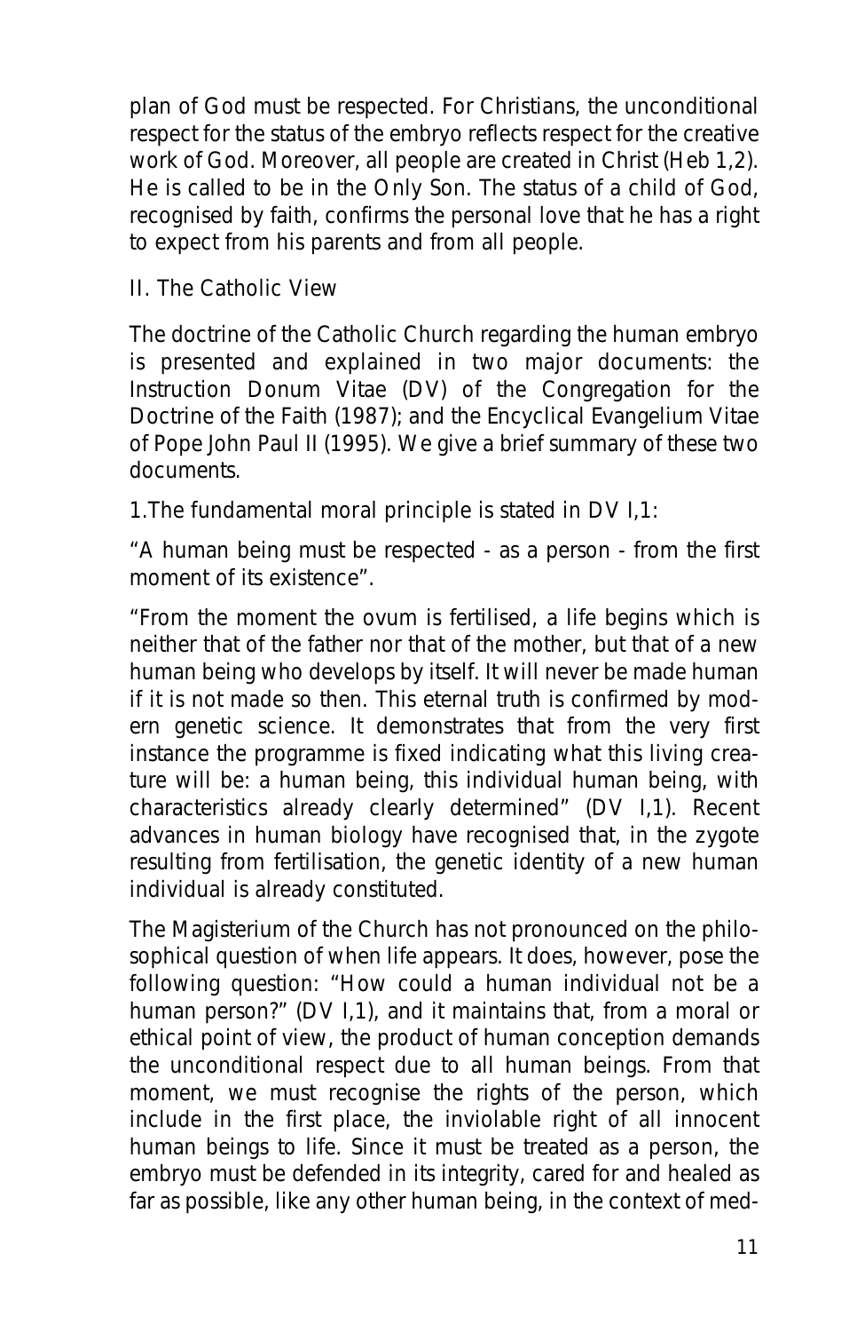plan of God must be respected. For Christians, the unconditional respect for the status of the embryo reflects respect for the creative work of God. Moreover, all people are created in Christ (Heb 1,2). He is called to be in the Only Son. The status of a child of God, recognised by faith, confirms the personal love that he has a right to expect from his parents and from all people.

## II. The Catholic View

The doctrine of the Catholic Church regarding the human embryo is presented and explained in two major documents: the Instruction Donum Vitae (DV) of the Congregation for the Doctrine of the Faith (1987); and the Encyclical Evangelium Vitae of Pope John Paul II (1995). We give a brief summary of these two documents.

1.The fundamental moral principle is stated in DV I,1:

"A human being must be respected - as a person - from the first moment of its existence".

"From the moment the ovum is fertilised, a life begins which is neither that of the father nor that of the mother, but that of a new human being who develops by itself. It will never be made human if it is not made so then. This eternal truth is confirmed by modern genetic science. It demonstrates that from the very first instance the programme is fixed indicating what this living creature will be: a human being, this individual human being, with characteristics already clearly determined" (DV I,1). Recent advances in human biology have recognised that, in the zygote resulting from fertilisation, the genetic identity of a new human individual is already constituted.

The Magisterium of the Church has not pronounced on the philosophical question of when life appears. It does, however, pose the following question: "How could a human individual not be a human person?" (DV I,1), and it maintains that, from a moral or ethical point of view, the product of human conception demands the unconditional respect due to all human beings. From that moment, we must recognise the rights of the person, which include in the first place, the inviolable right of all innocent human beings to life. Since it must be treated as a person, the embryo must be defended in its integrity, cared for and healed as far as possible, like any other human being, in the context of med-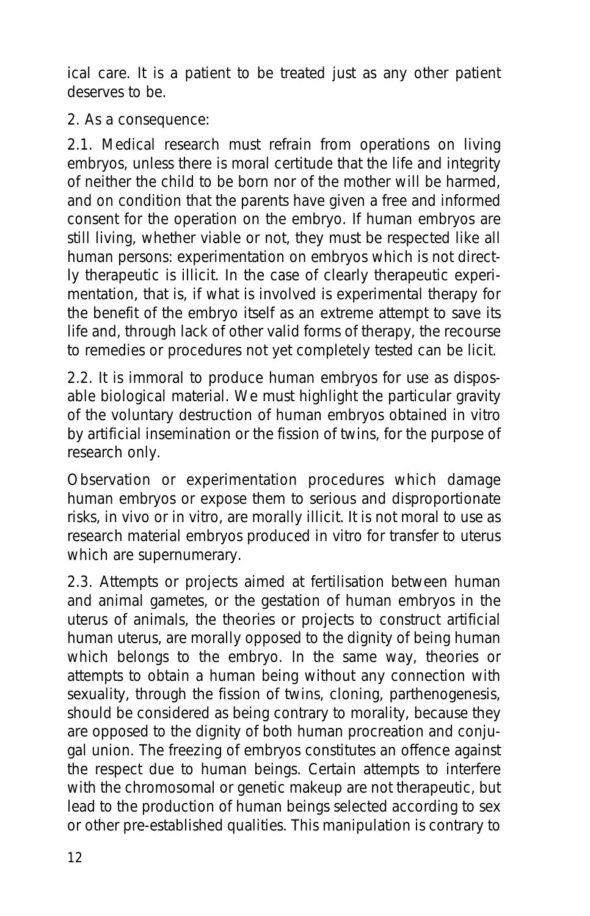ical care. It is a patient to be treated just as any other patient deserves to be.

2. As a consequence:

2.1. Medical research must refrain from operations on living embryos, unless there is moral certitude that the life and integrity of neither the child to be born nor of the mother will be harmed, and on condition that the parents have given a free and informed consent for the operation on the embryo. If human embryos are still living, whether viable or not, they must be respected like all human persons: experimentation on embryos which is not directly therapeutic is illicit. In the case of clearly therapeutic experimentation, that is, if what is involved is experimental therapy for the benefit of the embryo itself as an extreme attempt to save its life and, through lack of other valid forms of therapy, the recourse to remedies or procedures not yet completely tested can be licit.

2.2. It is immoral to produce human embryos for use as disposable biological material. We must highlight the particular gravity of the voluntary destruction of human embryos obtained in vitro by artificial insemination or the fission of twins, for the purpose of research only.

Observation or experimentation procedures which damage human embryos or expose them to serious and disproportionate risks, in vivo or in vitro, are morally illicit. It is not moral to use as research material embryos produced in vitro for transfer to uterus which are supernumerary.

2.3. Attempts or projects aimed at fertilisation between human and animal gametes, or the gestation of human embryos in the uterus of animals, the theories or projects to construct artificial human uterus, are morally opposed to the dignity of being human which belongs to the embryo. In the same way, theories or attempts to obtain a human being without any connection with sexuality, through the fission of twins, cloning, parthenogenesis, should be considered as being contrary to morality, because they are opposed to the dignity of both human procreation and conjugal union. The freezing of embryos constitutes an offence against the respect due to human beings. Certain attempts to interfere with the chromosomal or genetic makeup are not therapeutic, but lead to the production of human beings selected according to sex or other pre-established qualities. This manipulation is contrary to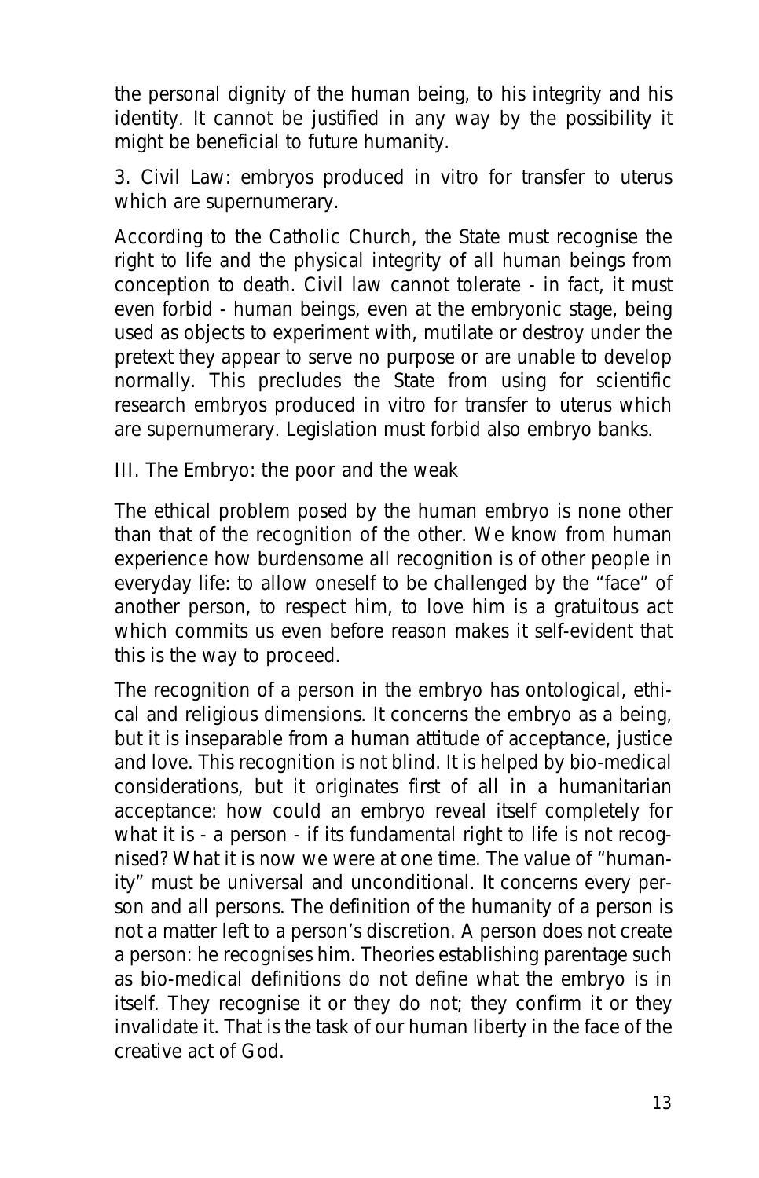the personal dignity of the human being, to his integrity and his identity. It cannot be justified in any way by the possibility it might be beneficial to future humanity.

### 3. Civil Law: embryos produced in vitro for transfer to uterus which are supernumerary.

According to the Catholic Church, the State must recognise the right to life and the physical integrity of all human beings from conception to death. Civil law cannot tolerate - in fact, it must even forbid - human beings, even at the embryonic stage, being used as objects to experiment with, mutilate or destroy under the pretext they appear to serve no purpose or are unable to develop normally. This precludes the State from using for scientific research embryos produced in vitro for transfer to uterus which are supernumerary. Legislation must forbid also embryo banks.

## III. The Embryo: the poor and the weak

The ethical problem posed by the human embryo is none other than that of the recognition of the other. We know from human experience how burdensome all recognition is of other people in everyday life: to allow oneself to be challenged by the "face" of another person, to respect him, to love him is a gratuitous act which commits us even before reason makes it self-evident that this is the way to proceed.

The recognition of a person in the embryo has ontological, ethical and religious dimensions. It concerns the embryo as a being, but it is inseparable from a human attitude of acceptance, justice and love. This recognition is not blind. It is helped by bio-medical considerations, but it originates first of all in a humanitarian acceptance: how could an embryo reveal itself completely for what it is - a person - if its fundamental right to life is not recognised? What it is now we were at one time. The value of "humanity" must be universal and unconditional. It concerns every person and all persons. The definition of the humanity of a person is not a matter left to a person's discretion. A person does not create a person: he recognises him. Theories establishing parentage such as bio-medical definitions do not define what the embryo is in itself. They recognise it or they do not; they confirm it or they invalidate it. That is the task of our human liberty in the face of the creative act of God.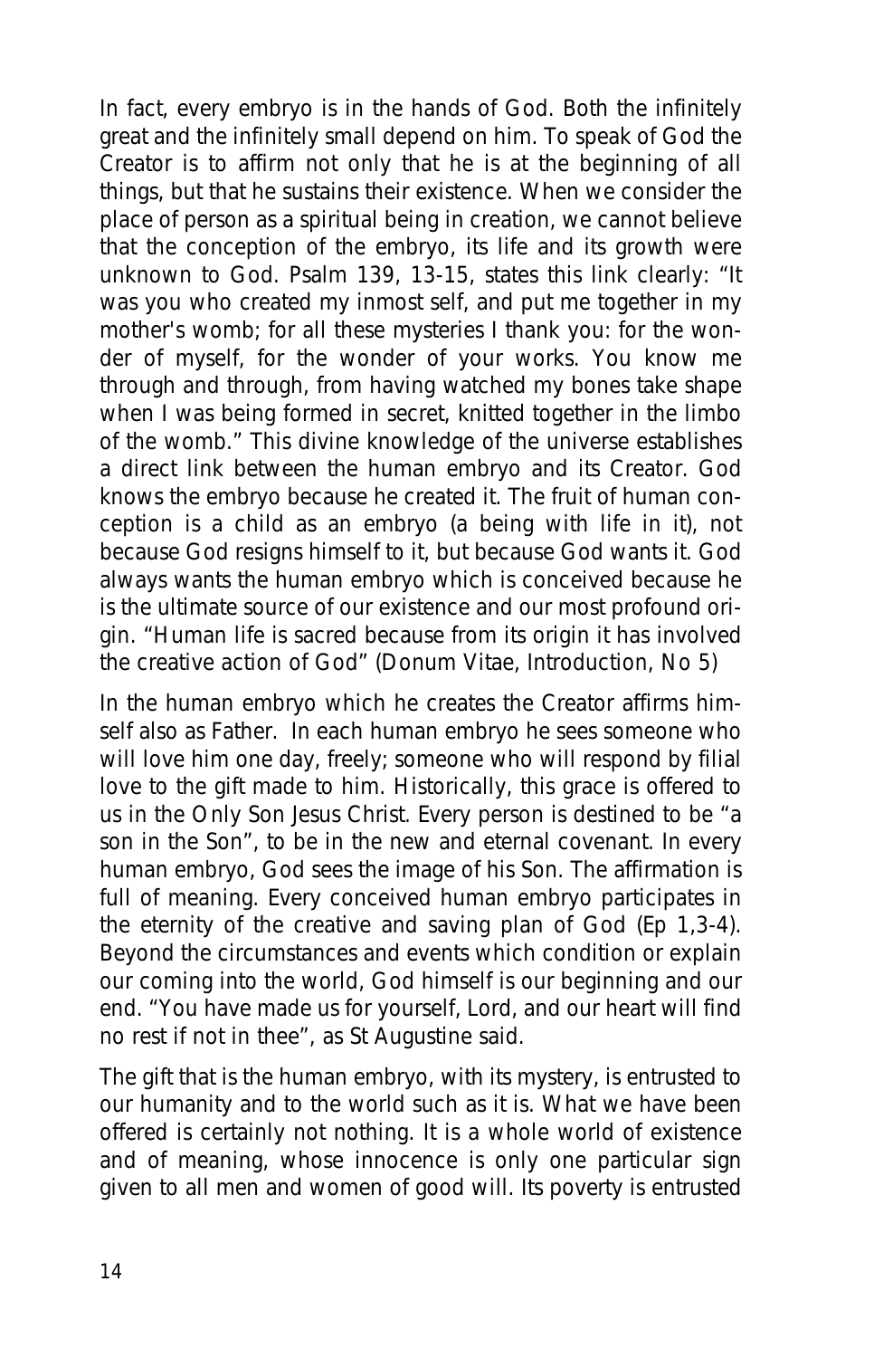In fact, every embryo is in the hands of God. Both the infinitely great and the infinitely small depend on him. To speak of God the Creator is to affirm not only that he is at the beginning of all things, but that he sustains their existence. When we consider the place of person as a spiritual being in creation, we cannot believe that the conception of the embryo, its life and its growth were unknown to God. Psalm 139, 13-15, states this link clearly: "It was you who created my inmost self, and put me together in my mother's womb; for all these mysteries I thank you: for the wonder of myself, for the wonder of your works. You know me through and through, from having watched my bones take shape when I was being formed in secret, knitted together in the limbo of the womb." This divine knowledge of the universe establishes a direct link between the human embryo and its Creator. God knows the embryo because he created it. The fruit of human conception is a child as an embryo (a being with life in it), not because God resigns himself to it, but because God wants it. God always wants the human embryo which is conceived because he is the ultimate source of our existence and our most profound origin. "Human life is sacred because from its origin it has involved the creative action of God" (Donum Vitae, Introduction, No 5)

In the human embryo which he creates the Creator affirms himself also as Father. In each human embryo he sees someone who will love him one day, freely; someone who will respond by filial love to the gift made to him. Historically, this grace is offered to us in the Only Son Jesus Christ. Every person is destined to be "a son in the Son", to be in the new and eternal covenant. In every human embryo, God sees the image of his Son. The affirmation is full of meaning. Every conceived human embryo participates in the eternity of the creative and saving plan of God (Ep 1,3-4). Beyond the circumstances and events which condition or explain our coming into the world, God himself is our beginning and our end. "You have made us for yourself, Lord, and our heart will find no rest if not in thee", as St Augustine said.

The gift that is the human embryo, with its mystery, is entrusted to our humanity and to the world such as it is. What we have been offered is certainly not nothing. It is a whole world of existence and of meaning, whose innocence is only one particular sign given to all men and women of good will. Its poverty is entrusted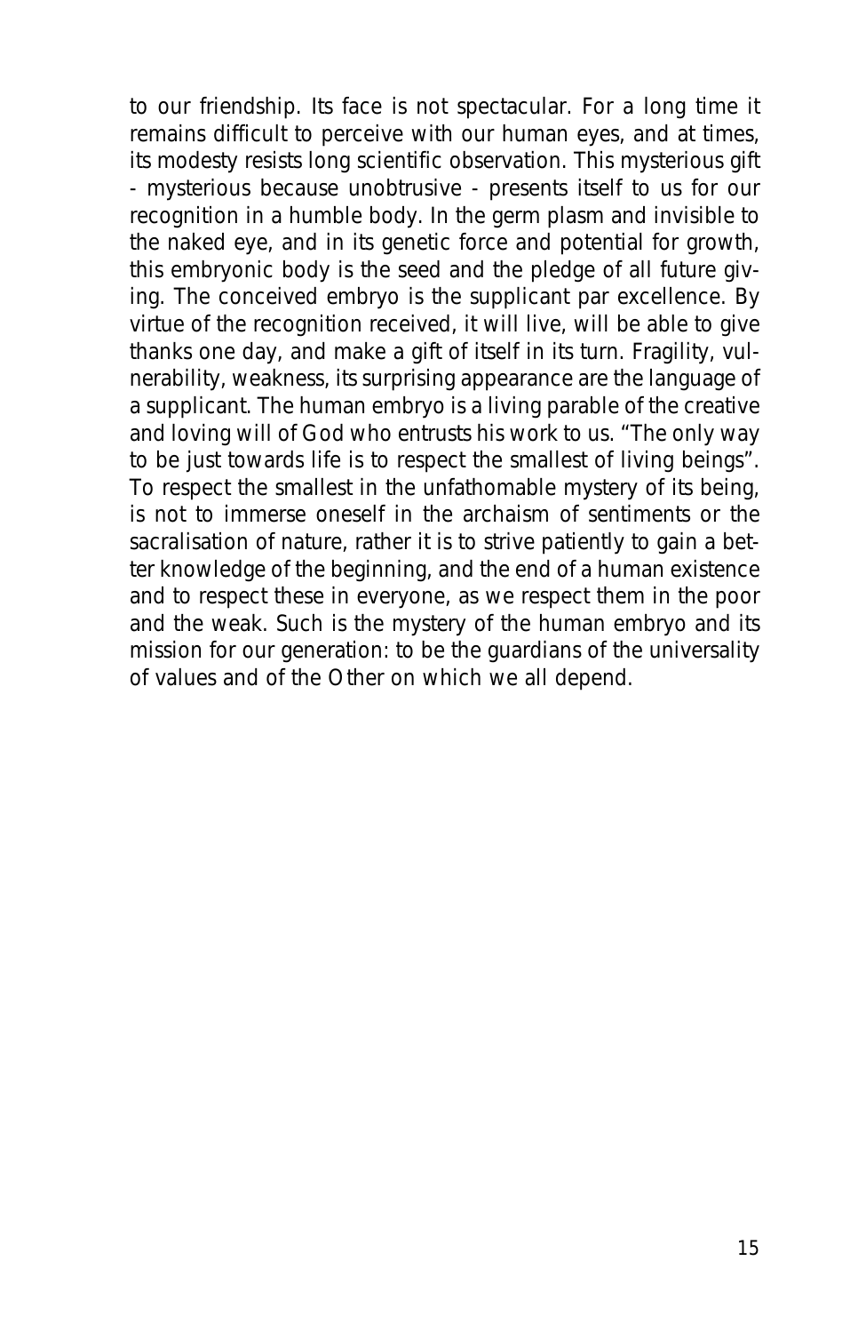to our friendship. Its face is not spectacular. For a long time it remains difficult to perceive with our human eyes, and at times, its modesty resists long scientific observation. This mysterious gift - mysterious because unobtrusive - presents itself to us for our recognition in a humble body. In the germ plasm and invisible to the naked eye, and in its genetic force and potential for growth, this embryonic body is the seed and the pledge of all future giving. The conceived embryo is the supplicant par excellence. By virtue of the recognition received, it will live, will be able to give thanks one day, and make a gift of itself in its turn. Fragility, vulnerability, weakness, its surprising appearance are the language of a supplicant. The human embryo is a living parable of the creative and loving will of God who entrusts his work to us. "The only way to be just towards life is to respect the smallest of living beings". To respect the smallest in the unfathomable mystery of its being, is not to immerse oneself in the archaism of sentiments or the sacralisation of nature, rather it is to strive patiently to gain a better knowledge of the beginning, and the end of a human existence and to respect these in everyone, as we respect them in the poor and the weak. Such is the mystery of the human embryo and its mission for our generation: to be the guardians of the universality of values and of the Other on which we all depend.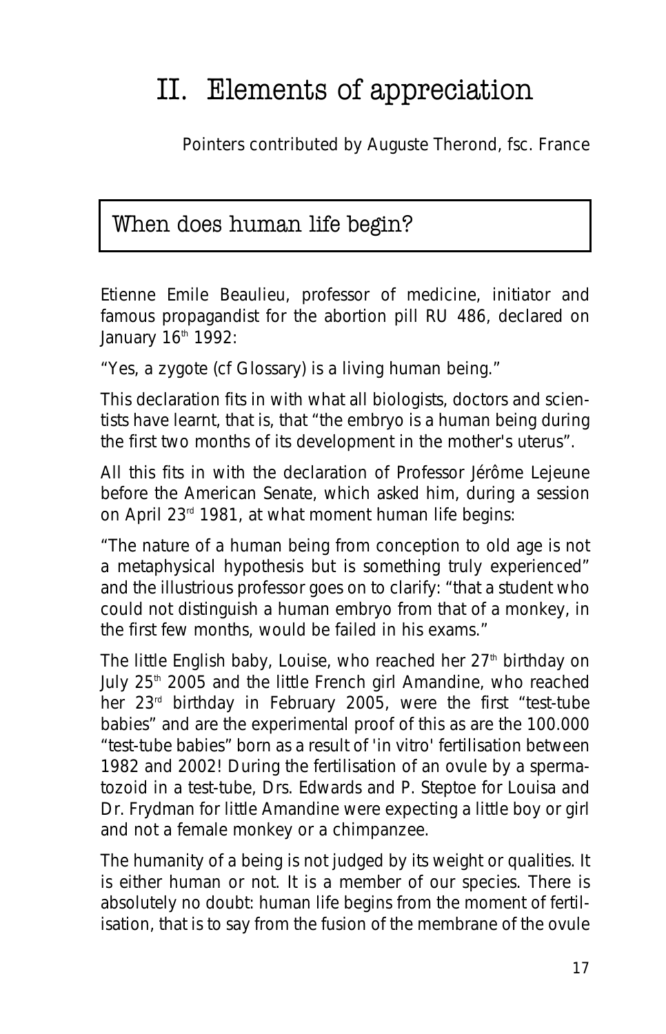# II. Elements of appreciation

Pointers contributed by Auguste Therond, fsc. France

## When does human life begin?

Etienne Emile Beaulieu, professor of medicine, initiator and famous propagandist for the abortion pill RU 486, declared on January 16th 1992:

"Yes, a zygote (cf Glossary) is a living human being."

This declaration fits in with what all biologists, doctors and scientists have learnt, that is, that "the embryo is a human being during the first two months of its development in the mother's uterus".

All this fits in with the declaration of Professor Jérôme Lejeune before the American Senate, which asked him, during a session on April 23rd 1981, at what moment human life begins:

"The nature of a human being from conception to old age is not a metaphysical hypothesis but is something truly experienced" and the illustrious professor goes on to clarify: "that a student who could not distinguish a human embryo from that of a monkey, in the first few months, would be failed in his exams."

The little English baby, Louise, who reached her 27th birthday on July 25th 2005 and the little French girl Amandine, who reached her 23rd birthday in February 2005, were the first "test-tube babies" and are the experimental proof of this as are the 100.000 "test-tube babies" born as a result of 'in vitro' fertilisation between 1982 and 2002! During the fertilisation of an ovule by a spermatozoid in a test-tube, Drs. Edwards and P. Steptoe for Louisa and Dr. Frydman for little Amandine were expecting a little boy or girl and not a female monkey or a chimpanzee.

The humanity of a being is not judged by its weight or qualities. It is either human or not. It is a member of our species. There is absolutely no doubt: human life begins from the moment of fertilisation, that is to say from the fusion of the membrane of the ovule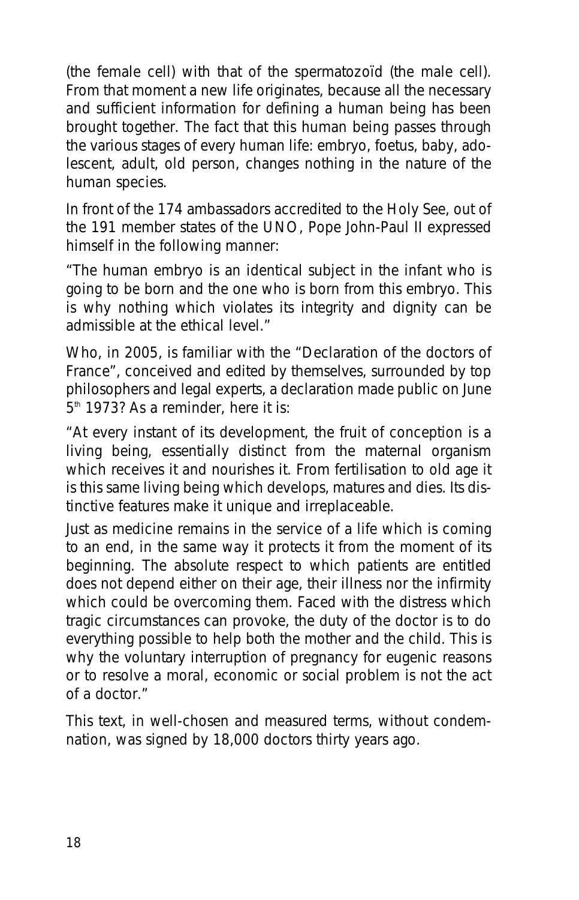(the female cell) with that of the spermatozoïd (the male cell). From that moment a new life originates, because all the necessary and sufficient information for defining a human being has been brought together. The fact that this human being passes through the various stages of every human life: embryo, foetus, baby, adolescent, adult, old person, changes nothing in the nature of the human species.

In front of the 174 ambassadors accredited to the Holy See, out of the 191 member states of the UNO, Pope John-Paul II expressed himself in the following manner:

"The human embryo is an identical subject in the infant who is going to be born and the one who is born from this embryo. This is why nothing which violates its integrity and dignity can be admissible at the ethical level."

Who, in 2005, is familiar with the "Declaration of the doctors of France", conceived and edited by themselves, surrounded by top philosophers and legal experts, a declaration made public on June 5th 1973? As a reminder, here it is:

"At every instant of its development, the fruit of conception is a living being, essentially distinct from the maternal organism which receives it and nourishes it. From fertilisation to old age it is this same living being which develops, matures and dies. Its distinctive features make it unique and irreplaceable.

Just as medicine remains in the service of a life which is coming to an end, in the same way it protects it from the moment of its beginning. The absolute respect to which patients are entitled does not depend either on their age, their illness nor the infirmity which could be overcoming them. Faced with the distress which tragic circumstances can provoke, the duty of the doctor is to do everything possible to help both the mother and the child. This is why the voluntary interruption of pregnancy for eugenic reasons or to resolve a moral, economic or social problem is not the act of a doctor."

This text, in well-chosen and measured terms, without condemnation, was signed by 18,000 doctors thirty years ago.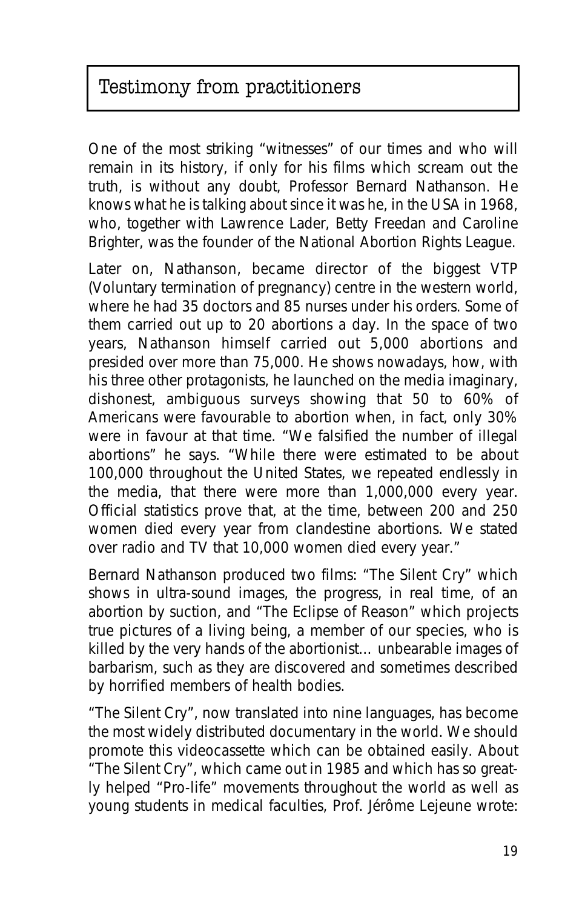## Testimony from practitioners

One of the most striking "witnesses" of our times and who will remain in its history, if only for his films which scream out the truth, is without any doubt, Professor Bernard Nathanson. He knows what he is talking about since it was he, in the USA in 1968, who, together with Lawrence Lader, Betty Freedan and Caroline Brighter, was the founder of the National Abortion Rights League.

Later on, Nathanson, became director of the biggest VTP (Voluntary termination of pregnancy) centre in the western world, where he had 35 doctors and 85 nurses under his orders. Some of them carried out up to 20 abortions a day. In the space of two years, Nathanson himself carried out 5,000 abortions and presided over more than 75,000. He shows nowadays, how, with his three other protagonists, he launched on the media imaginary, dishonest, ambiguous surveys showing that 50 to 60% of Americans were favourable to abortion when, in fact, only 30% were in favour at that time. "We falsified the number of illegal abortions" he says. "While there were estimated to be about 100,000 throughout the United States, we repeated endlessly in the media, that there were more than 1,000,000 every year. Official statistics prove that, at the time, between 200 and 250 women died every year from clandestine abortions. We stated over radio and TV that 10,000 women died every year."

Bernard Nathanson produced two films: "The Silent Cry" which shows in ultra-sound images, the progress, in real time, of an abortion by suction, and "The Eclipse of Reason" which projects true pictures of a living being, a member of our species, who is killed by the very hands of the abortionist… unbearable images of barbarism, such as they are discovered and sometimes described by horrified members of health bodies.

"The Silent Cry", now translated into nine languages, has become the most widely distributed documentary in the world. We should promote this videocassette which can be obtained easily. About "The Silent Cry", which came out in 1985 and which has so greatly helped "Pro-life" movements throughout the world as well as young students in medical faculties, Prof. Jérôme Lejeune wrote: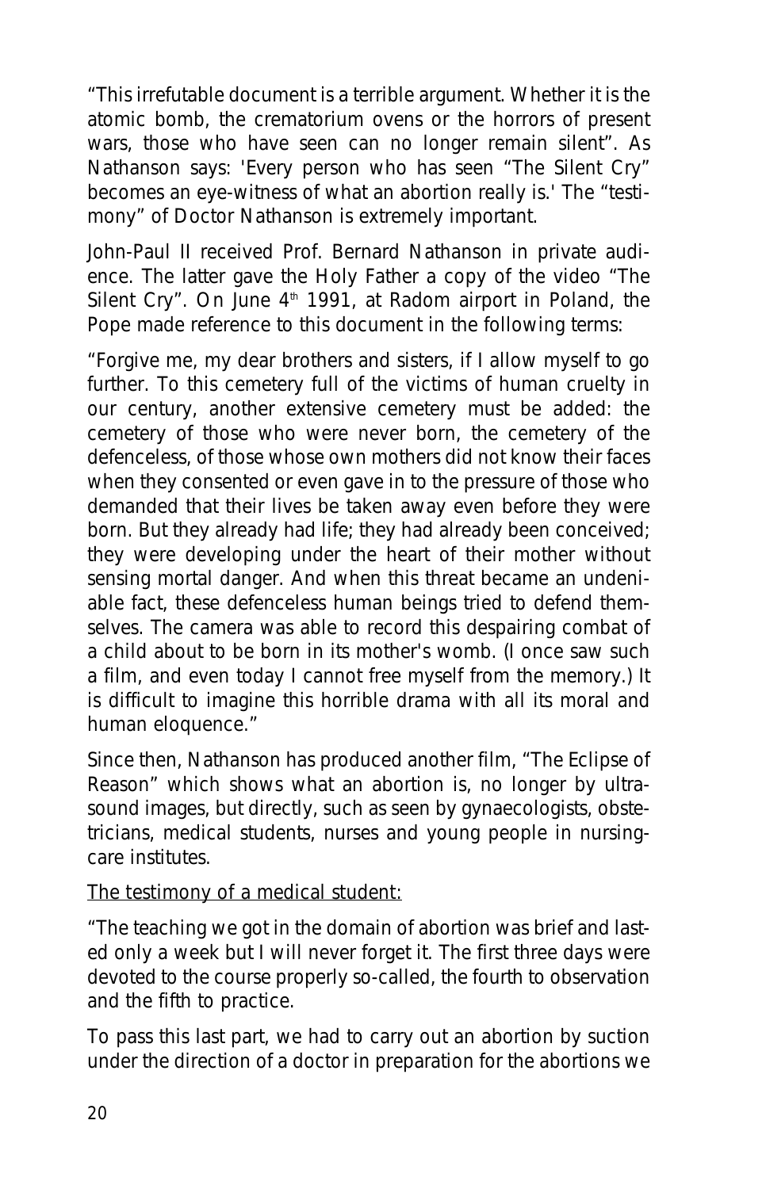"This irrefutable document is a terrible argument. Whether it is the atomic bomb, the crematorium ovens or the horrors of present wars, those who have seen can no longer remain silent". As Nathanson says: 'Every person who has seen "The Silent Cry" becomes an eye-witness of what an abortion really is.' The "testimony" of Doctor Nathanson is extremely important.

John-Paul II received Prof. Bernard Nathanson in private audience. The latter gave the Holy Father a copy of the video "The Silent Cry". On June 4th 1991, at Radom airport in Poland, the Pope made reference to this document in the following terms:

"Forgive me, my dear brothers and sisters, if I allow myself to go further. To this cemetery full of the victims of human cruelty in our century, another extensive cemetery must be added: the cemetery of those who were never born, the cemetery of the defenceless, of those whose own mothers did not know their faces when they consented or even gave in to the pressure of those who demanded that their lives be taken away even before they were born. But they already had life; they had already been conceived; they were developing under the heart of their mother without sensing mortal danger. And when this threat became an undeniable fact, these defenceless human beings tried to defend themselves. The camera was able to record this despairing combat of a child about to be born in its mother's womb. (I once saw such a film, and even today I cannot free myself from the memory.) It is difficult to imagine this horrible drama with all its moral and human eloquence."

Since then, Nathanson has produced another film, "The Eclipse of Reason" which shows what an abortion is, no longer by ultrasound images, but directly, such as seen by gynaecologists, obstetricians, medical students, nurses and young people in nursing-care institutes.

The testimony of a medical student:

"The teaching we got in the domain of abortion was brief and lasted only a week but I will never forget it. The first three days were devoted to the course properly so-called, the fourth to observation and the fifth to practice.

To pass this last part, we had to carry out an abortion by suction under the direction of a doctor in preparation for the abortions we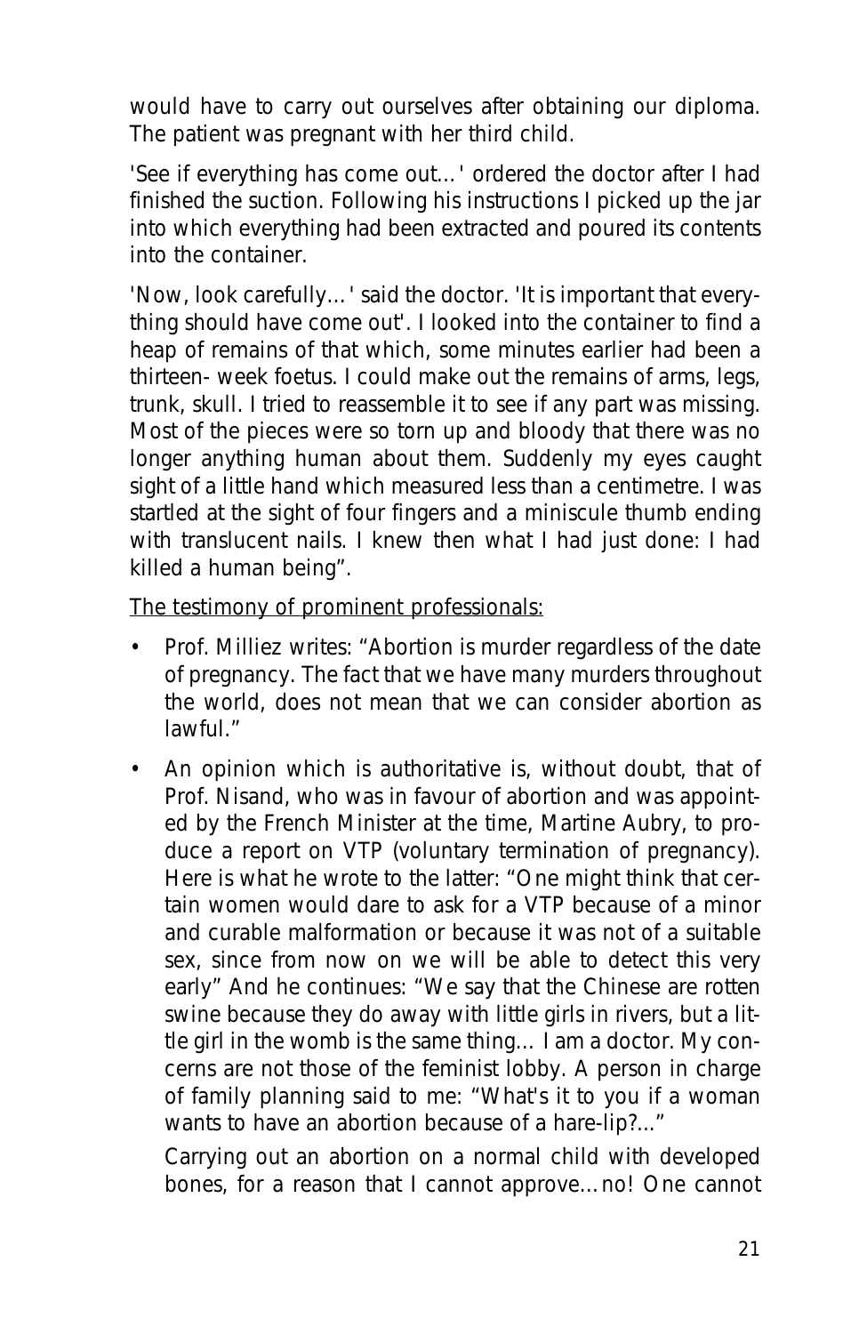would have to carry out ourselves after obtaining our diploma. The patient was pregnant with her third child.

'See if everything has come out…' ordered the doctor after I had finished the suction. Following his instructions I picked up the jar into which everything had been extracted and poured its contents into the container.

'Now, look carefully…' said the doctor. 'It is important that everything should have come out'. I looked into the container to find a heap of remains of that which, some minutes earlier had been a thirteen- week foetus. I could make out the remains of arms, legs, trunk, skull. I tried to reassemble it to see if any part was missing. Most of the pieces were so torn up and bloody that there was no longer anything human about them. Suddenly my eyes caught sight of a little hand which measured less than a centimetre. I was startled at the sight of four fingers and a miniscule thumb ending with translucent nails. I knew then what I had just done: I had killed a human being".

<u>The testimony of prominent professionals:</u>

- Prof. Milliez writes: "Abortion is murder regardless of the date of pregnancy. The fact that we have many murders throughout the world, does not mean that we can consider abortion as lawful."
- An opinion which is authoritative is, without doubt, that of Prof. Nisand, who was in favour of abortion and was appointed by the French Minister at the time, Martine Aubry, to produce a report on VTP (voluntary termination of pregnancy). Here is what he wrote to the latter: "One might think that certain women would dare to ask for a VTP because of a minor and curable malformation or because it was not of a suitable sex, since from now on we will be able to detect this very early" And he continues: "We say that the Chinese are rotten swine because they do away with little girls in rivers, but a little girl in the womb is the same thing… I am a doctor. My concerns are not those of the feminist lobby. A person in charge of family planning said to me: "What's it to you if a woman wants to have an abortion because of a hare-lip?..."

  Carrying out an abortion on a normal child with developed bones, for a reason that I cannot approve…no! One cannot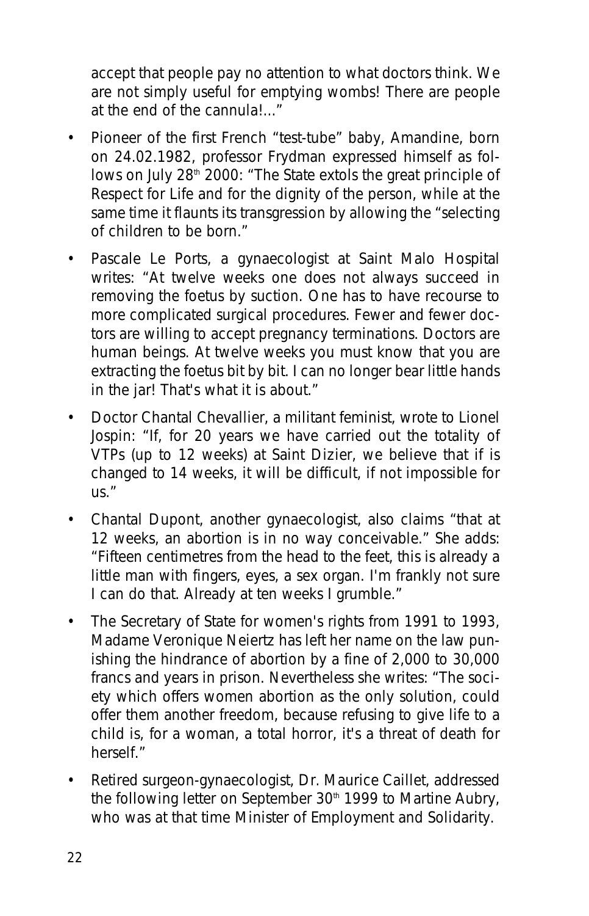accept that people pay no attention to what doctors think. We are not simply useful for emptying wombs! There are people at the end of the cannula!..."

- Pioneer of the first French "test-tube" baby, Amandine, born on 24.02.1982, professor Frydman expressed himself as follows on July 28th 2000: "The State extols the great principle of Respect for Life and for the dignity of the person, while at the same time it flaunts its transgression by allowing the "selecting of children to be born."
- Pascale Le Ports, a gynaecologist at Saint Malo Hospital writes: "At twelve weeks one does not always succeed in removing the foetus by suction. One has to have recourse to more complicated surgical procedures. Fewer and fewer doctors are willing to accept pregnancy terminations. Doctors are human beings. At twelve weeks you must know that you are extracting the foetus bit by bit. I can no longer bear little hands in the jar! That's what it is about."
- Doctor Chantal Chevallier, a militant feminist, wrote to Lionel Jospin: "If, for 20 years we have carried out the totality of VTPs (up to 12 weeks) at Saint Dizier, we believe that if is changed to 14 weeks, it will be difficult, if not impossible for us."
- Chantal Dupont, another gynaecologist, also claims "that at 12 weeks, an abortion is in no way conceivable." She adds: "Fifteen centimetres from the head to the feet, this is already a little man with fingers, eyes, a sex organ. I'm frankly not sure I can do that. Already at ten weeks I grumble."
- The Secretary of State for women's rights from 1991 to 1993, Madame Veronique Neiertz has left her name on the law punishing the hindrance of abortion by a fine of 2,000 to 30,000 francs and years in prison. Nevertheless she writes: "The society which offers women abortion as the only solution, could offer them another freedom, because refusing to give life to a child is, for a woman, a total horror, it's a threat of death for herself."
- Retired surgeon-gynaecologist, Dr. Maurice Caillet, addressed the following letter on September 30th 1999 to Martine Aubry, who was at that time Minister of Employment and Solidarity.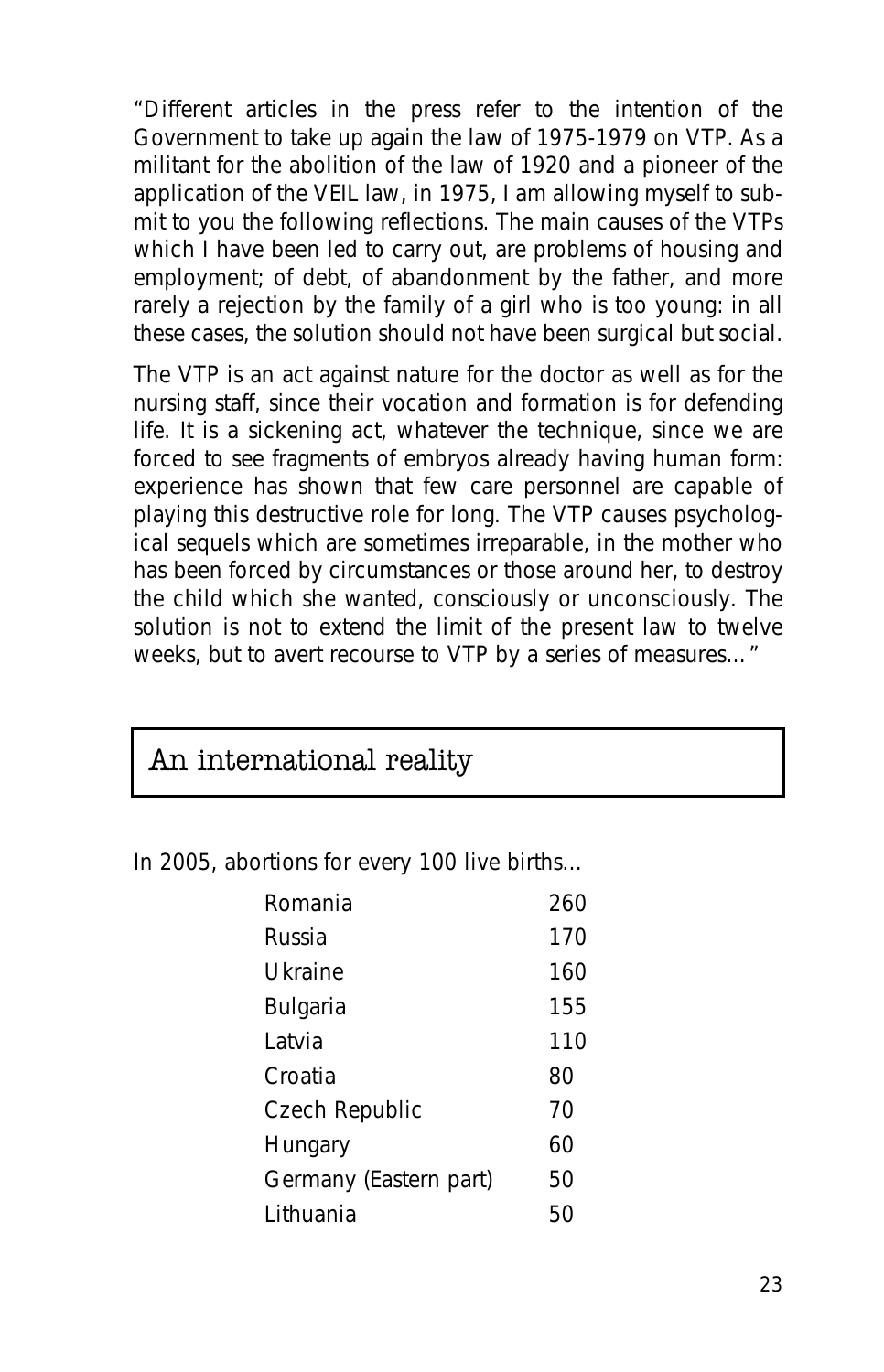"Different articles in the press refer to the intention of the Government to take up again the law of 1975-1979 on VTP. As a militant for the abolition of the law of 1920 and a pioneer of the application of the VEIL law, in 1975, I am allowing myself to submit to you the following reflections. The main causes of the VTPs which I have been led to carry out, are problems of housing and employment; of debt, of abandonment by the father, and more rarely a rejection by the family of a girl who is too young: in all these cases, the solution should not have been surgical but social.

The VTP is an act against nature for the doctor as well as for the nursing staff, since their vocation and formation is for defending life. It is a sickening act, whatever the technique, since we are forced to see fragments of embryos already having human form: experience has shown that few care personnel are capable of playing this destructive role for long. The VTP causes psychological sequels which are sometimes irreparable, in the mother who has been forced by circumstances or those around her, to destroy the child which she wanted, consciously or unconsciously. The solution is not to extend the limit of the present law to twelve weeks, but to avert recourse to VTP by a series of measures..."

## An international reality

In 2005, abortions for every 100 live births...

| | |
|---|---|
| Romania | 260 |
| Russia | 170 |
| Ukraine | 160 |
| Bulgaria | 155 |
| Latvia | 110 |
| Croatia | 80 |
| Czech Republic | 70 |
| Hungary | 60 |
| Germany (Eastern part) | 50 |
| Lithuania | 50 |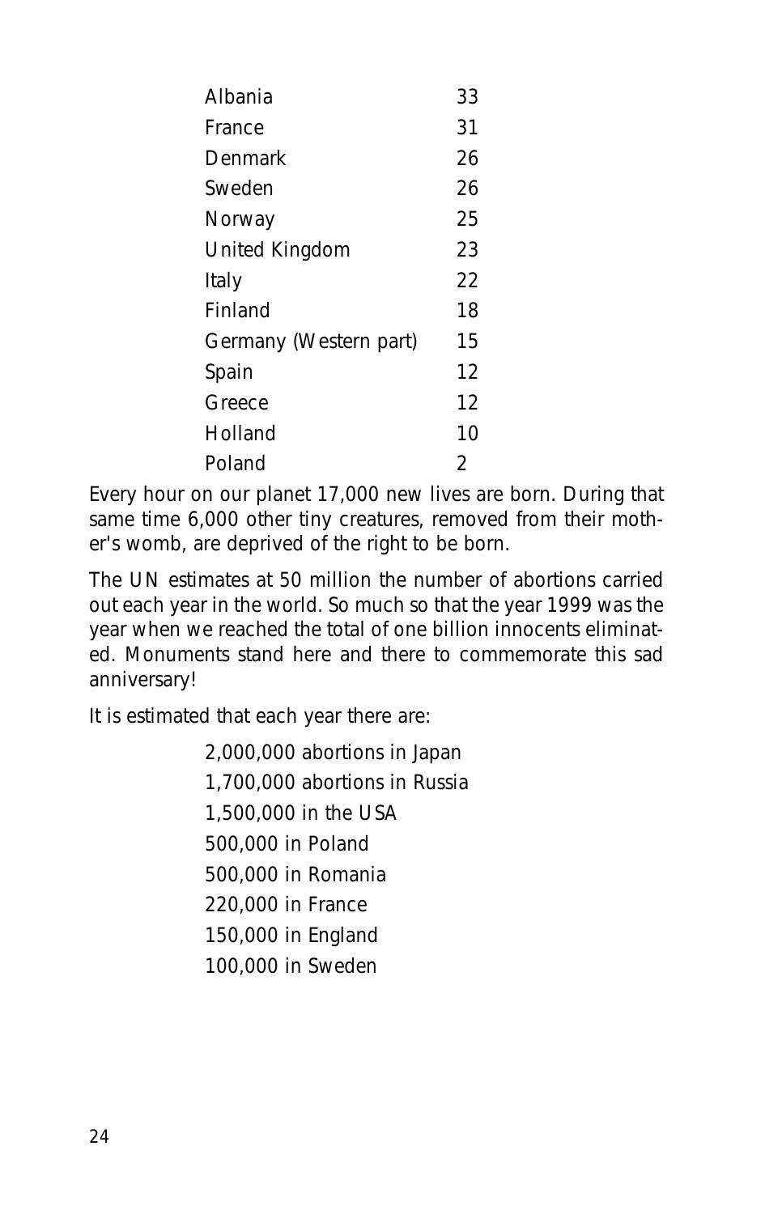| | |
|---|---|
| Albania | 33 |
| France | 31 |
| Denmark | 26 |
| Sweden | 26 |
| Norway | 25 |
| United Kingdom | 23 |
| Italy | 22 |
| Finland | 18 |
| Germany (Western part) | 15 |
| Spain | 12 |
| Greece | 12 |
| Holland | 10 |
| Poland | 2 |

Every hour on our planet 17,000 new lives are born. During that same time 6,000 other tiny creatures, removed from their mother's womb, are deprived of the right to be born.

The UN estimates at 50 million the number of abortions carried out each year in the world. So much so that the year 1999 was the year when we reached the total of one billion innocents eliminated. Monuments stand here and there to commemorate this sad anniversary!

It is estimated that each year there are:

2,000,000 abortions in Japan
1,700,000 abortions in Russia
1,500,000 in the USA
500,000 in Poland
500,000 in Romania
220,000 in France
150,000 in England
100,000 in Sweden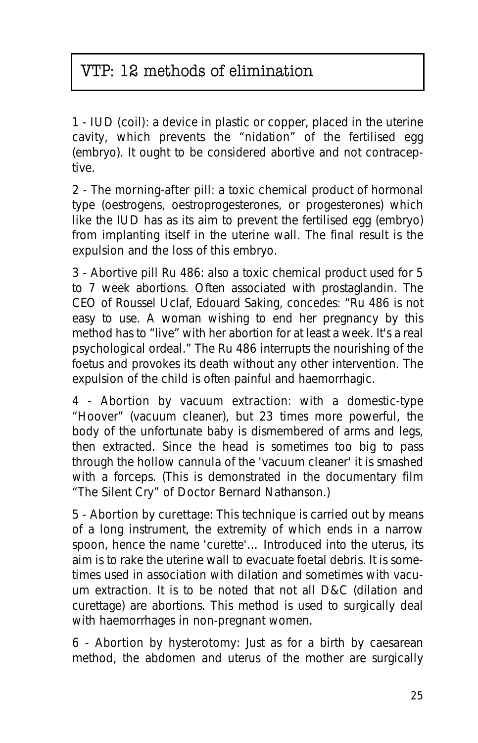# VTP: 12 methods of elimination

1 - IUD (coil): a device in plastic or copper, placed in the uterine cavity, which prevents the "nidation" of the fertilised egg (embryo). It ought to be considered abortive and not contraceptive.

2 - The morning-after pill: a toxic chemical product of hormonal type (oestrogens, oestroprogesterones, or progesterones) which like the IUD has as its aim to prevent the fertilised egg (embryo) from implanting itself in the uterine wall. The final result is the expulsion and the loss of this embryo.

3 - Abortive pill Ru 486: also a toxic chemical product used for 5 to 7 week abortions. Often associated with prostaglandin. The CEO of Roussel Uclaf, Edouard Saking, concedes: "Ru 486 is not easy to use. A woman wishing to end her pregnancy by this method has to "live" with her abortion for at least a week. It's a real psychological ordeal." The Ru 486 interrupts the nourishing of the foetus and provokes its death without any other intervention. The expulsion of the child is often painful and haemorrhagic.

4 - Abortion by vacuum extraction: with a domestic-type "Hoover" (vacuum cleaner), but 23 times more powerful, the body of the unfortunate baby is dismembered of arms and legs, then extracted. Since the head is sometimes too big to pass through the hollow cannula of the 'vacuum cleaner' it is smashed with a forceps. (This is demonstrated in the documentary film "The Silent Cry" of Doctor Bernard Nathanson.)

5 - Abortion by curettage: This technique is carried out by means of a long instrument, the extremity of which ends in a narrow spoon, hence the name 'curette'... Introduced into the uterus, its aim is to rake the uterine wall to evacuate foetal debris. It is sometimes used in association with dilation and sometimes with vacuum extraction. It is to be noted that not all D&C (dilation and curettage) are abortions. This method is used to surgically deal with haemorrhages in non-pregnant women.

6 - Abortion by hysterotomy: Just as for a birth by caesarean method, the abdomen and uterus of the mother are surgically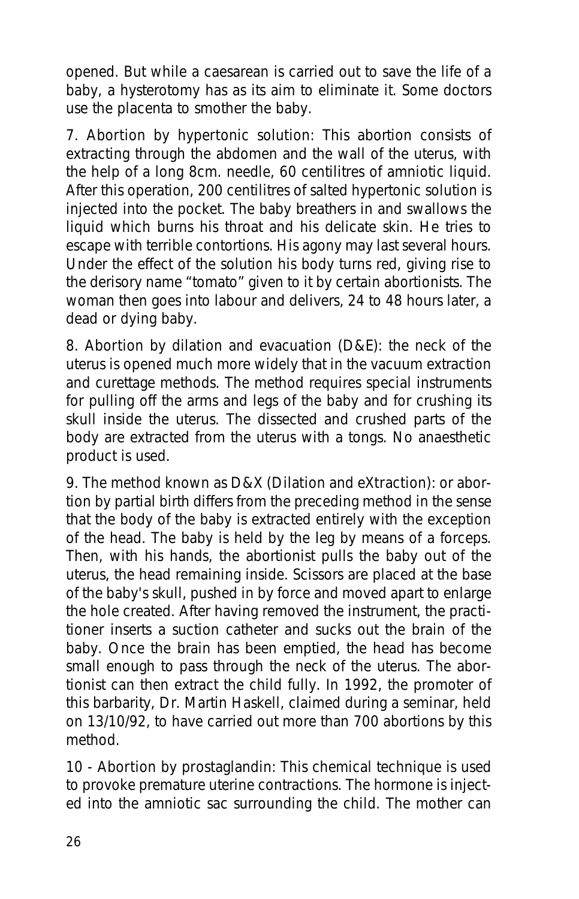opened. But while a caesarean is carried out to save the life of a baby, a hysterotomy has as its aim to eliminate it. Some doctors use the placenta to smother the baby.

7. Abortion by hypertonic solution: This abortion consists of extracting through the abdomen and the wall of the uterus, with the help of a long 8cm. needle, 60 centilitres of amniotic liquid. After this operation, 200 centilitres of salted hypertonic solution is injected into the pocket. The baby breathers in and swallows the liquid which burns his throat and his delicate skin. He tries to escape with terrible contortions. His agony may last several hours. Under the effect of the solution his body turns red, giving rise to the derisory name "tomato" given to it by certain abortionists. The woman then goes into labour and delivers, 24 to 48 hours later, a dead or dying baby.

8. Abortion by dilation and evacuation (D&E): the neck of the uterus is opened much more widely that in the vacuum extraction and curettage methods. The method requires special instruments for pulling off the arms and legs of the baby and for crushing its skull inside the uterus. The dissected and crushed parts of the body are extracted from the uterus with a tongs. No anaesthetic product is used.

9. The method known as D&X (Dilation and eXtraction): or abortion by partial birth differs from the preceding method in the sense that the body of the baby is extracted entirely with the exception of the head. The baby is held by the leg by means of a forceps. Then, with his hands, the abortionist pulls the baby out of the uterus, the head remaining inside. Scissors are placed at the base of the baby's skull, pushed in by force and moved apart to enlarge the hole created. After having removed the instrument, the practitioner inserts a suction catheter and sucks out the brain of the baby. Once the brain has been emptied, the head has become small enough to pass through the neck of the uterus. The abortionist can then extract the child fully. In 1992, the promoter of this barbarity, Dr. Martin Haskell, claimed during a seminar, held on 13/10/92, to have carried out more than 700 abortions by this method.

10 - Abortion by prostaglandin: This chemical technique is used to provoke premature uterine contractions. The hormone is injected into the amniotic sac surrounding the child. The mother can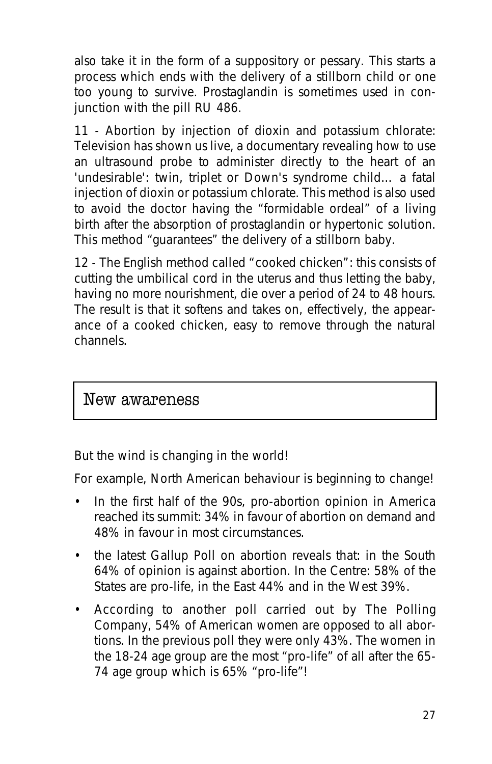also take it in the form of a suppository or pessary. This starts a process which ends with the delivery of a stillborn child or one too young to survive. Prostaglandin is sometimes used in conjunction with the pill RU 486.

11 - Abortion by injection of dioxin and potassium chlorate: Television has shown us live, a documentary revealing how to use an ultrasound probe to administer directly to the heart of an 'undesirable': twin, triplet or Down's syndrome child… a fatal injection of dioxin or potassium chlorate. This method is also used to avoid the doctor having the "formidable ordeal" of a living birth after the absorption of prostaglandin or hypertonic solution. This method "guarantees" the delivery of a stillborn baby.

12 - The English method called "cooked chicken": this consists of cutting the umbilical cord in the uterus and thus letting the baby, having no more nourishment, die over a period of 24 to 48 hours. The result is that it softens and takes on, effectively, the appearance of a cooked chicken, easy to remove through the natural channels.

## New awareness

But the wind is changing in the world!

For example, North American behaviour is beginning to change!

- In the first half of the 90s, pro-abortion opinion in America reached its summit: 34% in favour of abortion on demand and 48% in favour in most circumstances.
- the latest Gallup Poll on abortion reveals that: in the South 64% of opinion is against abortion. In the Centre: 58% of the States are pro-life, in the East 44% and in the West 39%.
- According to another poll carried out by The Polling Company, 54% of American women are opposed to all abortions. In the previous poll they were only 43%. The women in the 18-24 age group are the most "pro-life" of all after the 65-74 age group which is 65% "pro-life"!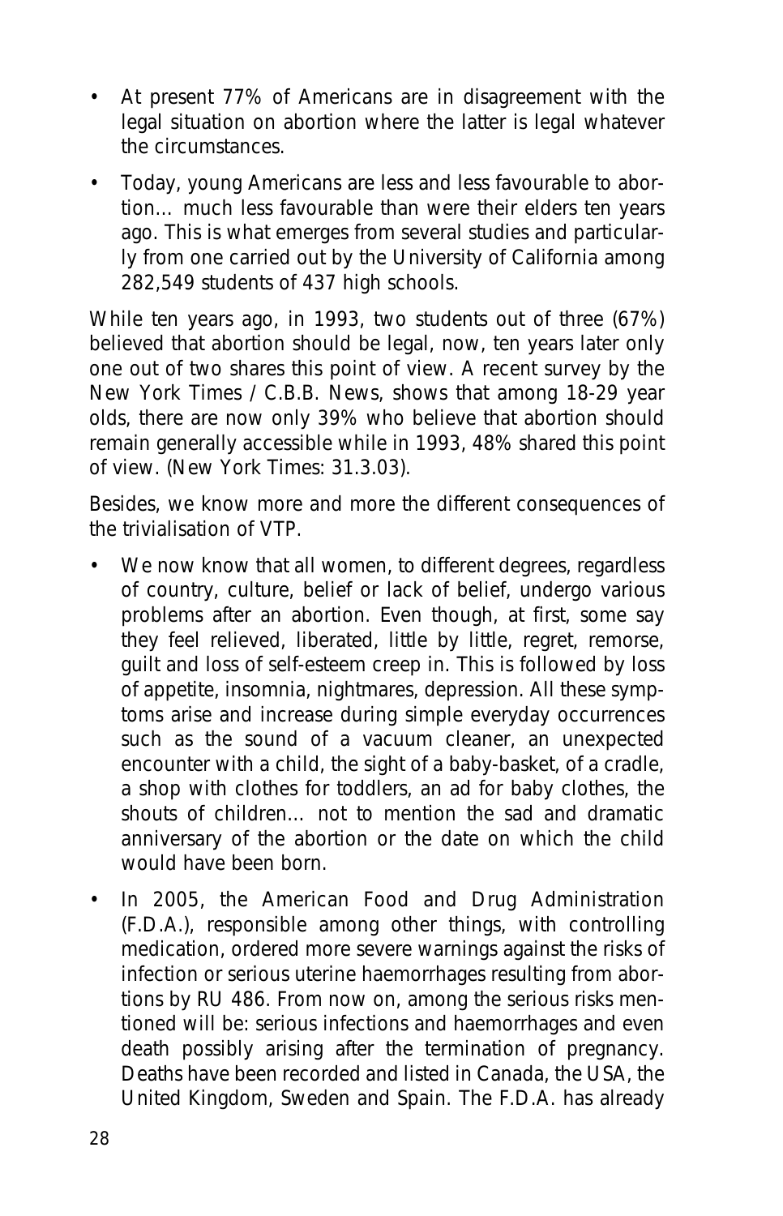- At present 77% of Americans are in disagreement with the legal situation on abortion where the latter is legal whatever the circumstances.
- Today, young Americans are less and less favourable to abortion… much less favourable than were their elders ten years ago. This is what emerges from several studies and particularly from one carried out by the University of California among 282,549 students of 437 high schools.

While ten years ago, in 1993, two students out of three (67%) believed that abortion should be legal, now, ten years later only one out of two shares this point of view. A recent survey by the New York Times / C.B.B. News, shows that among 18-29 year olds, there are now only 39% who believe that abortion should remain generally accessible while in 1993, 48% shared this point of view. (New York Times: 31.3.03).

Besides, we know more and more the different consequences of the trivialisation of VTP.

- We now know that all women, to different degrees, regardless of country, culture, belief or lack of belief, undergo various problems after an abortion. Even though, at first, some say they feel relieved, liberated, little by little, regret, remorse, guilt and loss of self-esteem creep in. This is followed by loss of appetite, insomnia, nightmares, depression. All these symptoms arise and increase during simple everyday occurrences such as the sound of a vacuum cleaner, an unexpected encounter with a child, the sight of a baby-basket, of a cradle, a shop with clothes for toddlers, an ad for baby clothes, the shouts of children… not to mention the sad and dramatic anniversary of the abortion or the date on which the child would have been born.
- In 2005, the American Food and Drug Administration (F.D.A.), responsible among other things, with controlling medication, ordered more severe warnings against the risks of infection or serious uterine haemorrhages resulting from abortions by RU 486. From now on, among the serious risks mentioned will be: serious infections and haemorrhages and even death possibly arising after the termination of pregnancy. Deaths have been recorded and listed in Canada, the USA, the United Kingdom, Sweden and Spain. The F.D.A. has already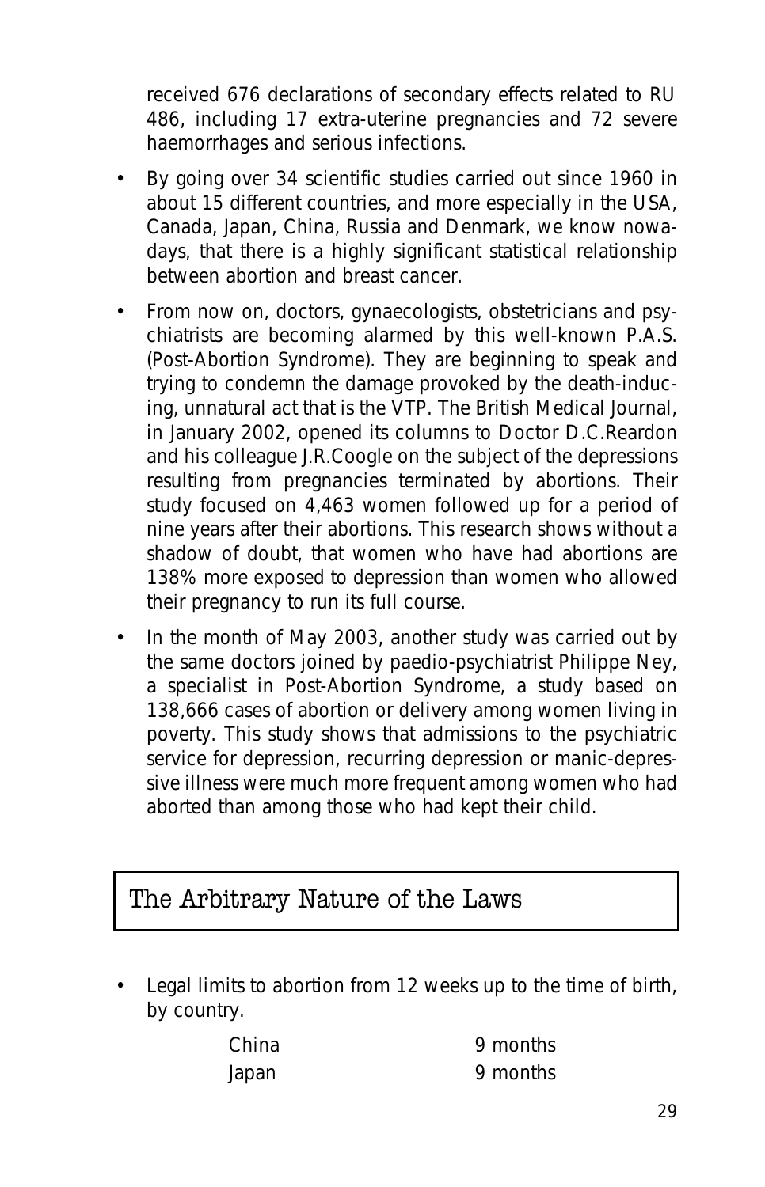received 676 declarations of secondary effects related to RU 486, including 17 extra-uterine pregnancies and 72 severe haemorrhages and serious infections.

- By going over 34 scientific studies carried out since 1960 in about 15 different countries, and more especially in the USA, Canada, Japan, China, Russia and Denmark, we know nowadays, that there is a highly significant statistical relationship between abortion and breast cancer.
- From now on, doctors, gynaecologists, obstetricians and psychiatrists are becoming alarmed by this well-known P.A.S. (Post-Abortion Syndrome). They are beginning to speak and trying to condemn the damage provoked by the death-inducing, unnatural act that is the VTP. The British Medical Journal, in January 2002, opened its columns to Doctor D.C.Reardon and his colleague J.R.Coogle on the subject of the depressions resulting from pregnancies terminated by abortions. Their study focused on 4,463 women followed up for a period of nine years after their abortions. This research shows without a shadow of doubt, that women who have had abortions are 138% more exposed to depression than women who allowed their pregnancy to run its full course.
- In the month of May 2003, another study was carried out by the same doctors joined by paedio-psychiatrist Philippe Ney, a specialist in Post-Abortion Syndrome, a study based on 138,666 cases of abortion or delivery among women living in poverty. This study shows that admissions to the psychiatric service for depression, recurring depression or manic-depressive illness were much more frequent among women who had aborted than among those who had kept their child.

## The Arbitrary Nature of the Laws

- Legal limits to abortion from 12 weeks up to the time of birth, by country.

| | |
|---|---|
| China | 9 months |
| Japan | 9 months |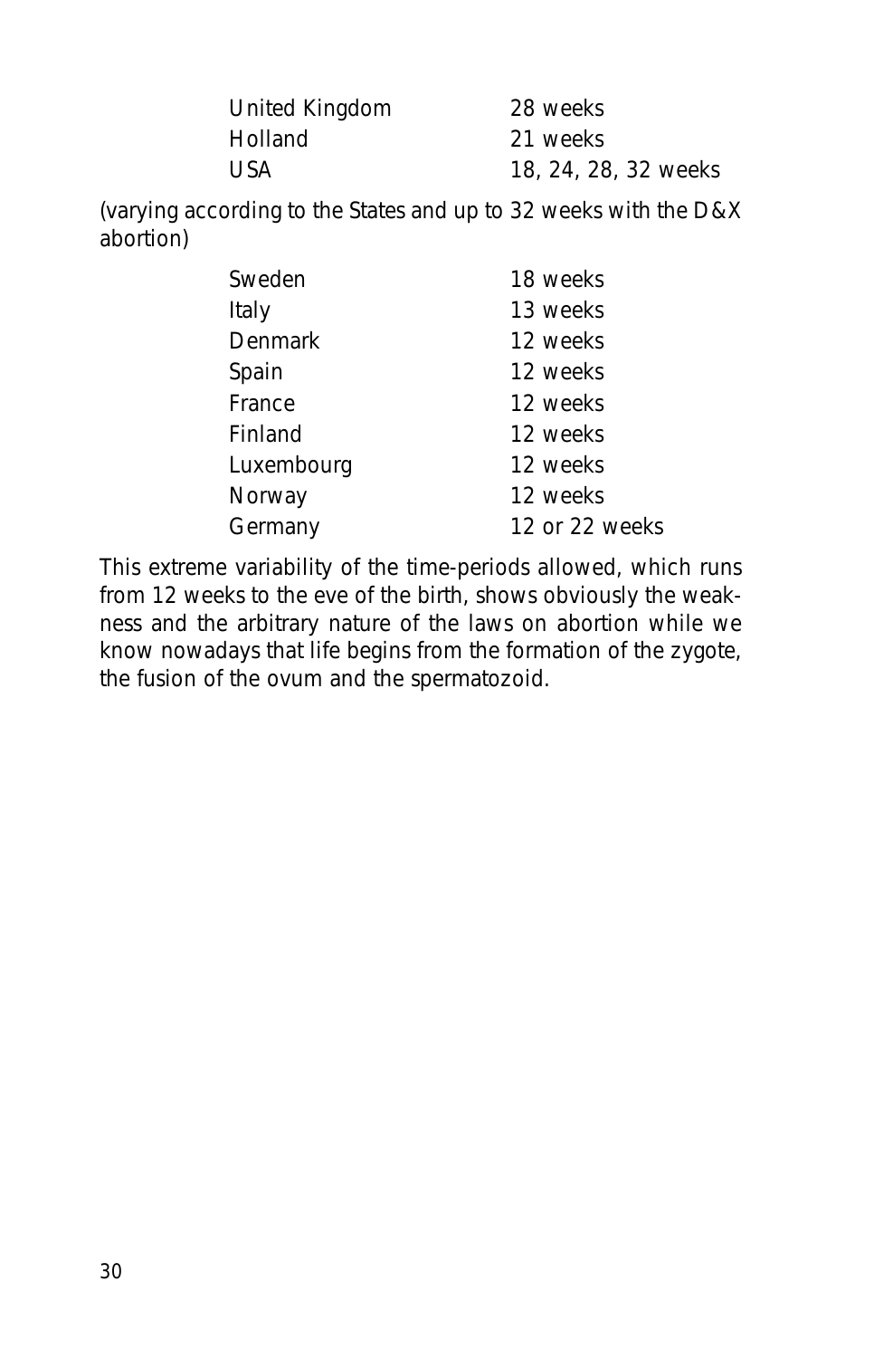| | |
|---|---|
| United Kingdom | 28 weeks |
| Holland | 21 weeks |
| USA | 18, 24, 28, 32 weeks |

(varying according to the States and up to 32 weeks with the D&X abortion)

| | |
|---|---|
| Sweden | 18 weeks |
| Italy | 13 weeks |
| Denmark | 12 weeks |
| Spain | 12 weeks |
| France | 12 weeks |
| Finland | 12 weeks |
| Luxembourg | 12 weeks |
| Norway | 12 weeks |
| Germany | 12 or 22 weeks |

This extreme variability of the time-periods allowed, which runs from 12 weeks to the eve of the birth, shows obviously the weakness and the arbitrary nature of the laws on abortion while we know nowadays that life begins from the formation of the zygote, the fusion of the ovum and the spermatozoid.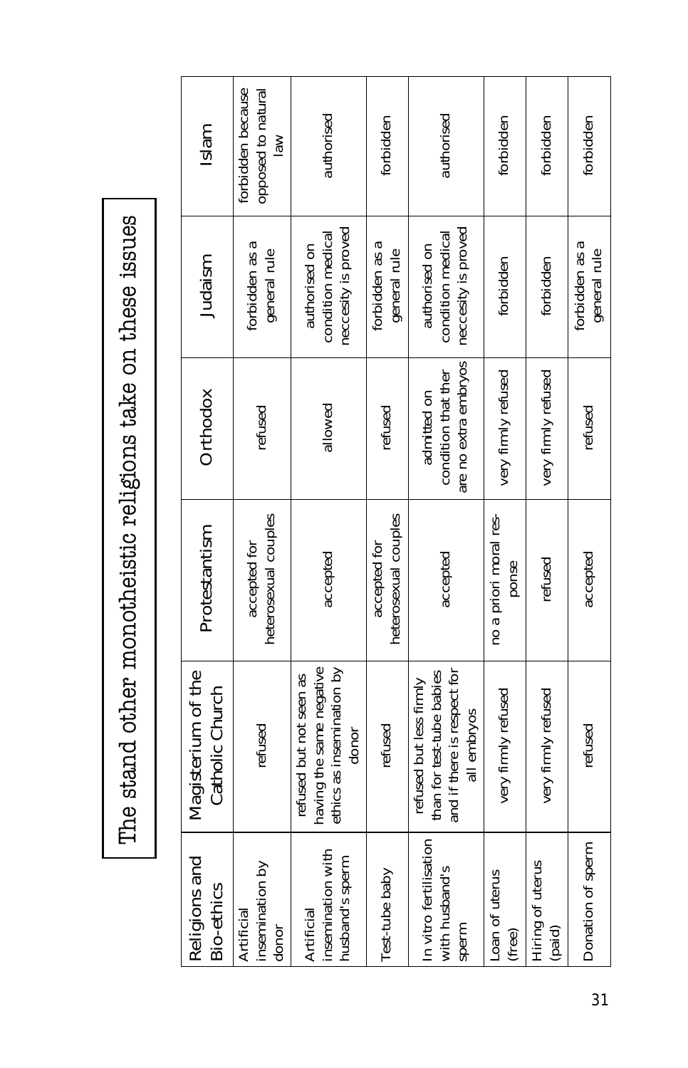# The stand other monotheistic religions take on these issues

| Religions and Bio-ethics | Magisterium of the Catholic Church | Protestantism | Orthodox | Judaism | Islam |
|---|---|---|---|---|---|
| Artificial insemination by donor | refused | accepted for heterosexual couples | refused | forbidden as a general rule | forbidden because opposed to natural law |
| Artificial insemination with husband's sperm | refused but not seen as having the same negative ethics as insemination by donor | accepted | allowed | authorised on condition medical neccesity is proved | authorised |
| Test-tube baby | refused | accepted for heterosexual couples | refused | forbidden as a general rule | forbidden |
| In vitro fertilisation with husband's sperm | refused but less firmly than for test-tube babies and if there is respect for all embryos | accepted | admitted on condition that ther are no extra embryos | authorised on condition medical neccesity is proved | authorised |
| Loan of uterus (free) | very firmly refused | no a priori moral res-ponse | very firmly refused | forbidden | forbidden |
| Hiring of uterus (paid) | very firmly refused | refused | very firmly refused | forbidden | forbidden |
| Donation of sperm | refused | accepted | refused | forbidden as a general rule | forbidden |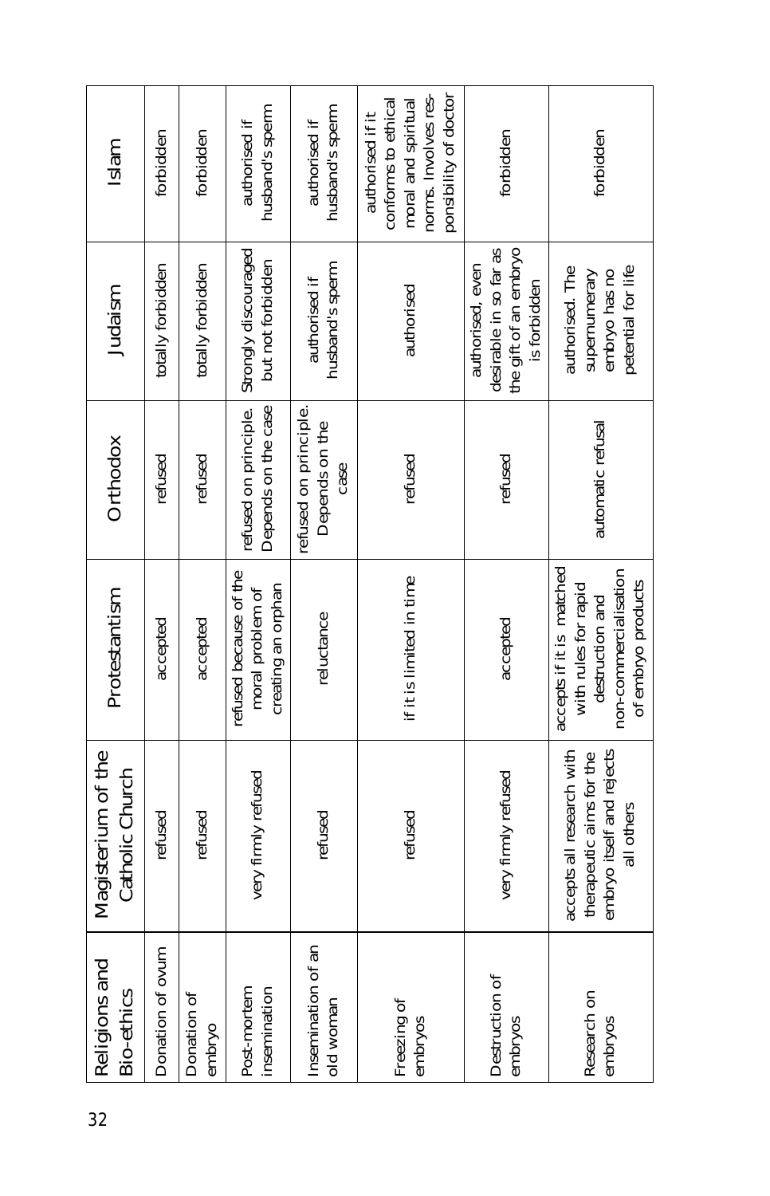| Religions and Bio-ethics | Magisterium of the Catholic Church | Protestantism | Orthodox | Judaism | Islam |
|---|---|---|---|---|---|
| Donation of ovum | refused | accepted | refused | totally forbidden | forbidden |
| Donation of embryo | refused | accepted | refused | totally forbidden | forbidden |
| Post-mortem insemination | very firmly refused | refused because of the moral problem of creating an orphan | refused on principle. Depends on the case | Strongly discouraged but not forbidden | authorised if husband's sperm |
| Insemination of an old woman | refused | reluctance | refused on principle. Depends on the case | authorised if husband's sperm | authorised if husband's sperm |
| Freezing of embryos | refused | if it is limited in time | refused | authorised | authorised if it conforms to ethical moral and spiritual norms. Involves responsibility of doctor |
| Destruction of embryos | very firmly refused | accepted | refused | authorised, even desirable in so far as the gift of an embryo is forbidden | forbidden |
| Research on embryos | accepts all research with therapeutic aims for the embryo itself and rejects all others | accepts if it is matched with rules for rapid destruction and non-commercialisation of embryo products | automatic refusal | authorised. The supernumerary embryo has no petential for life | forbidden |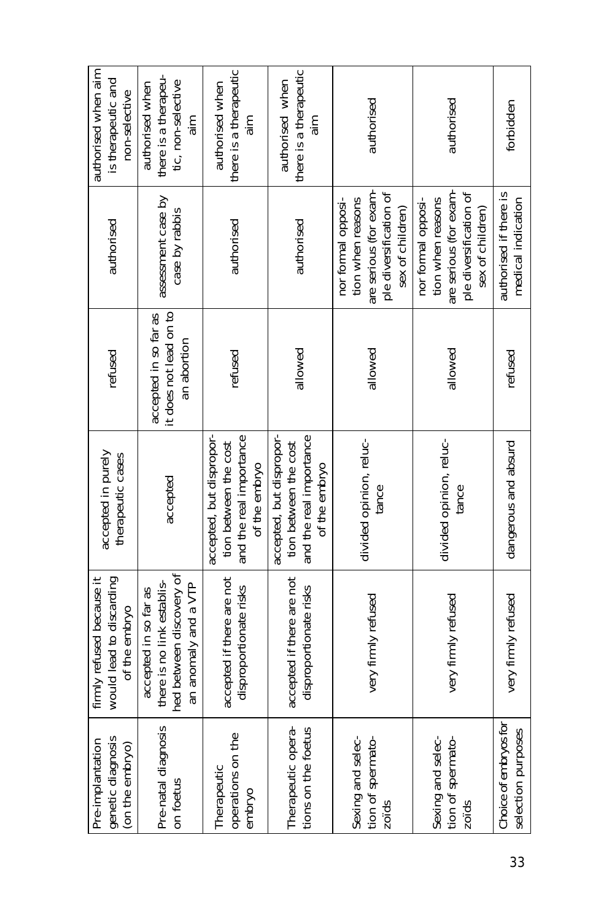| | | | | | |
|---|---|---|---|---|---|
| Pre-implantation genetic diagnosis (on the embryo) | firmly refused because it would lead to discarding of the embryo | accepted in purely therapeutic cases | refused | authorised | authorised when aim is therapeutic and non-selective |
| Pre-natal diagnosis on foetus | accepted in so far as there is no link established between discovery of an anomaly and a VTP | accepted | accepted in so far as it does not lead on to an abortion | assessment case by case by rabbis | authorised when there is a therapeutic, non-selective aim |
| Therapeutic operations on the embryo | accepted if there are not disproportionate risks | accepted, but disproportion between the cost and the real importance of the embryo | refused | authorised | authorised when there is a therapeutic aim |
| Therapeutic operations on the foetus | accepted if there are not disproportionate risks | accepted, but disproportion between the cost and the real importance of the embryo | allowed | authorised | authorised when there is a therapeutic aim |
| Sexing and selection of spermatozoïds | very firmly refused | divided opinion, reluctance | allowed | nor formal opposition when reasons are serious (for example diversification of sex of children) | authorised |
| Sexing and selection of spermatozoïds | very firmly refused | divided opinion, reluctance | allowed | nor formal opposition when reasons are serious (for example diversification of sex of children) | authorised |
| Choice of embryos for selection purposes | very firmly refused | dangerous and absurd | refused | authorised if there is medical indication | forbidden |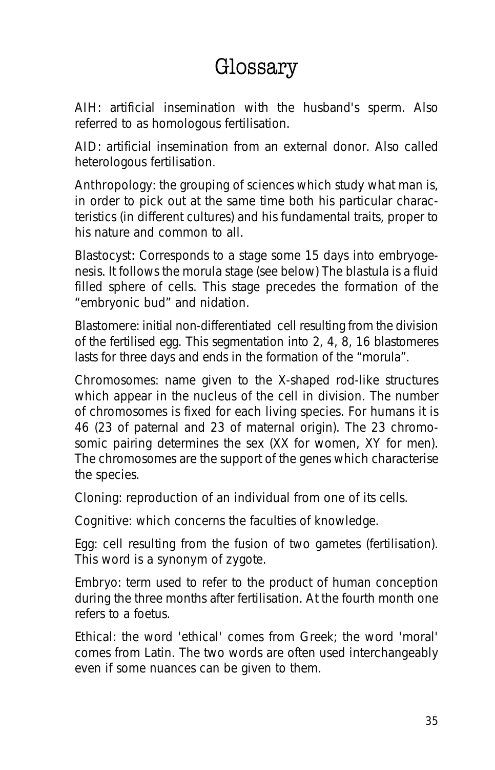# Glossary

AIH: artificial insemination with the husband's sperm. Also referred to as homologous fertilisation.

AID: artificial insemination from an external donor. Also called heterologous fertilisation.

Anthropology: the grouping of sciences which study what man is, in order to pick out at the same time both his particular characteristics (in different cultures) and his fundamental traits, proper to his nature and common to all.

Blastocyst: Corresponds to a stage some 15 days into embryogenesis. It follows the morula stage (see below) The blastula is a fluid filled sphere of cells. This stage precedes the formation of the "embryonic bud" and nidation.

Blastomere: initial non-differentiated cell resulting from the division of the fertilised egg. This segmentation into 2, 4, 8, 16 blastomeres lasts for three days and ends in the formation of the "morula".

Chromosomes: name given to the X-shaped rod-like structures which appear in the nucleus of the cell in division. The number of chromosomes is fixed for each living species. For humans it is 46 (23 of paternal and 23 of maternal origin). The 23 chromosomic pairing determines the sex (XX for women, XY for men). The chromosomes are the support of the genes which characterise the species.

Cloning: reproduction of an individual from one of its cells.

Cognitive: which concerns the faculties of knowledge.

Egg: cell resulting from the fusion of two gametes (fertilisation). This word is a synonym of zygote.

Embryo: term used to refer to the product of human conception during the three months after fertilisation. At the fourth month one refers to a foetus.

Ethical: the word 'ethical' comes from Greek; the word 'moral' comes from Latin. The two words are often used interchangeably even if some nuances can be given to them.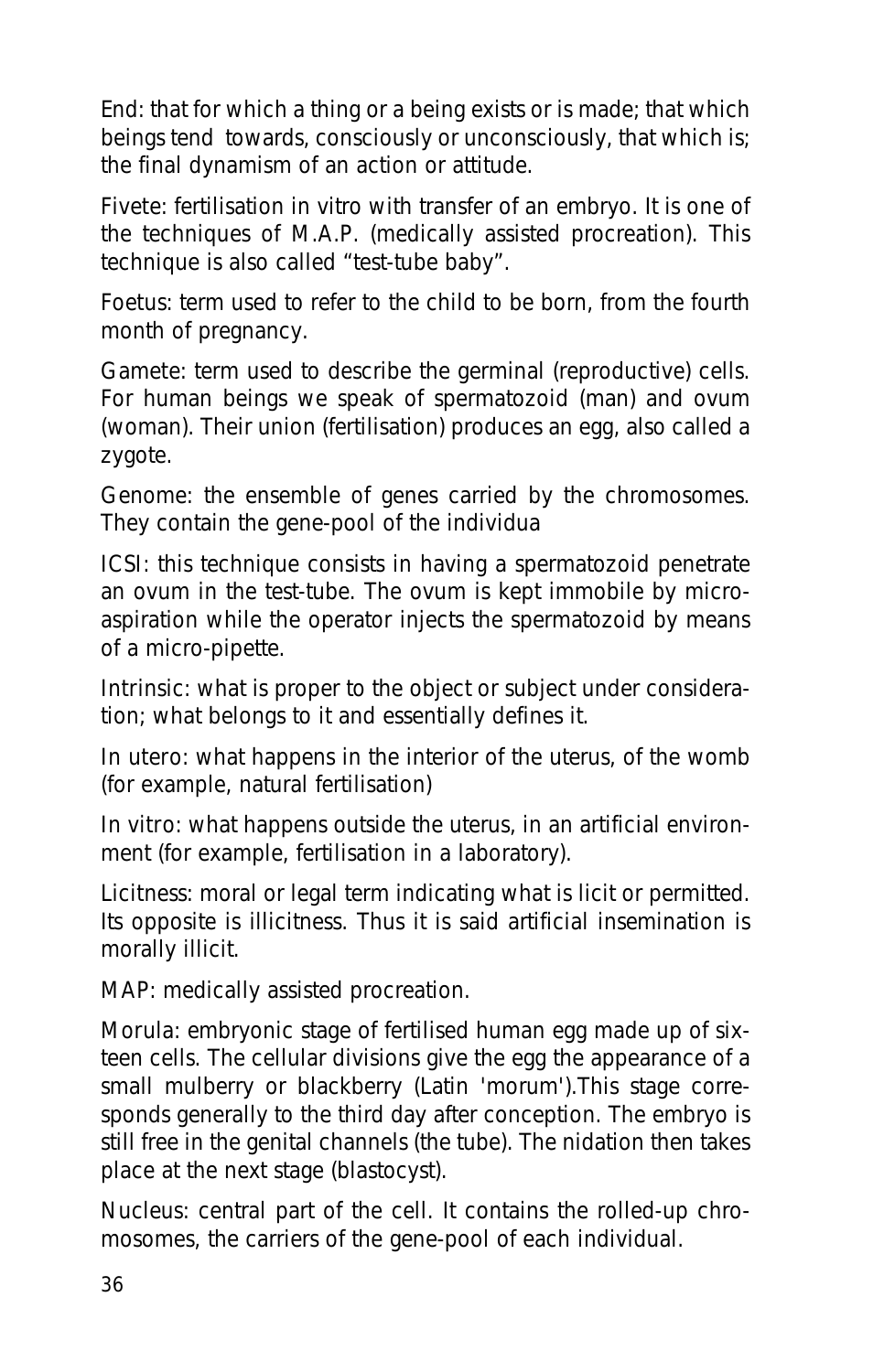End: that for which a thing or a being exists or is made; that which beings tend towards, consciously or unconsciously, that which is; the final dynamism of an action or attitude.

Fivete: fertilisation in vitro with transfer of an embryo. It is one of the techniques of M.A.P. (medically assisted procreation). This technique is also called "test-tube baby".

Foetus: term used to refer to the child to be born, from the fourth month of pregnancy.

Gamete: term used to describe the germinal (reproductive) cells. For human beings we speak of spermatozoid (man) and ovum (woman). Their union (fertilisation) produces an egg, also called a zygote.

Genome: the ensemble of genes carried by the chromosomes. They contain the gene-pool of the individua

ICSI: this technique consists in having a spermatozoid penetrate an ovum in the test-tube. The ovum is kept immobile by micro-aspiration while the operator injects the spermatozoid by means of a micro-pipette.

Intrinsic: what is proper to the object or subject under consideration; what belongs to it and essentially defines it.

In utero: what happens in the interior of the uterus, of the womb (for example, natural fertilisation)

In vitro: what happens outside the uterus, in an artificial environment (for example, fertilisation in a laboratory).

Licitness: moral or legal term indicating what is licit or permitted. Its opposite is illicitness. Thus it is said artificial insemination is morally illicit.

MAP: medically assisted procreation.

Morula: embryonic stage of fertilised human egg made up of sixteen cells. The cellular divisions give the egg the appearance of a small mulberry or blackberry (Latin 'morum').This stage corresponds generally to the third day after conception. The embryo is still free in the genital channels (the tube). The nidation then takes place at the next stage (blastocyst).

Nucleus: central part of the cell. It contains the rolled-up chromosomes, the carriers of the gene-pool of each individual.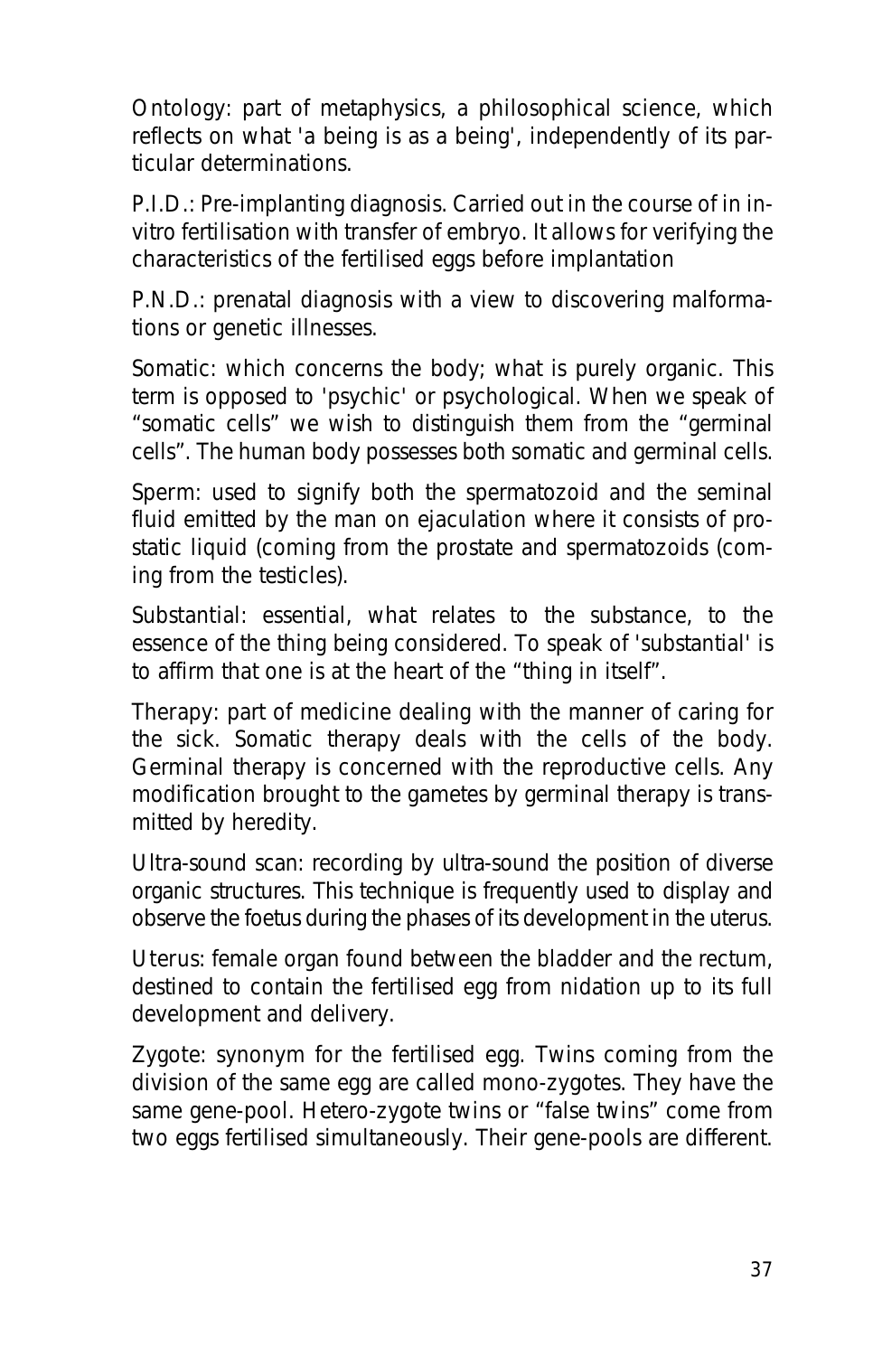Ontology: part of metaphysics, a philosophical science, which reflects on what 'a being is as a being', independently of its particular determinations.

P.I.D.: Pre-implanting diagnosis. Carried out in the course of in in-vitro fertilisation with transfer of embryo. It allows for verifying the characteristics of the fertilised eggs before implantation

P.N.D.: prenatal diagnosis with a view to discovering malformations or genetic illnesses.

Somatic: which concerns the body; what is purely organic. This term is opposed to 'psychic' or psychological. When we speak of “somatic cells” we wish to distinguish them from the “germinal cells”. The human body possesses both somatic and germinal cells.

Sperm: used to signify both the spermatozoid and the seminal fluid emitted by the man on ejaculation where it consists of prostatic liquid (coming from the prostate and spermatozoids (coming from the testicles).

Substantial: essential, what relates to the substance, to the essence of the thing being considered. To speak of 'substantial' is to affirm that one is at the heart of the “thing in itself”.

Therapy: part of medicine dealing with the manner of caring for the sick. Somatic therapy deals with the cells of the body. Germinal therapy is concerned with the reproductive cells. Any modification brought to the gametes by germinal therapy is transmitted by heredity.

Ultra-sound scan: recording by ultra-sound the position of diverse organic structures. This technique is frequently used to display and observe the foetus during the phases of its development in the uterus.

Uterus: female organ found between the bladder and the rectum, destined to contain the fertilised egg from nidation up to its full development and delivery.

Zygote: synonym for the fertilised egg. Twins coming from the division of the same egg are called mono-zygotes. They have the same gene-pool. Hetero-zygote twins or “false twins” come from two eggs fertilised simultaneously. Their gene-pools are different.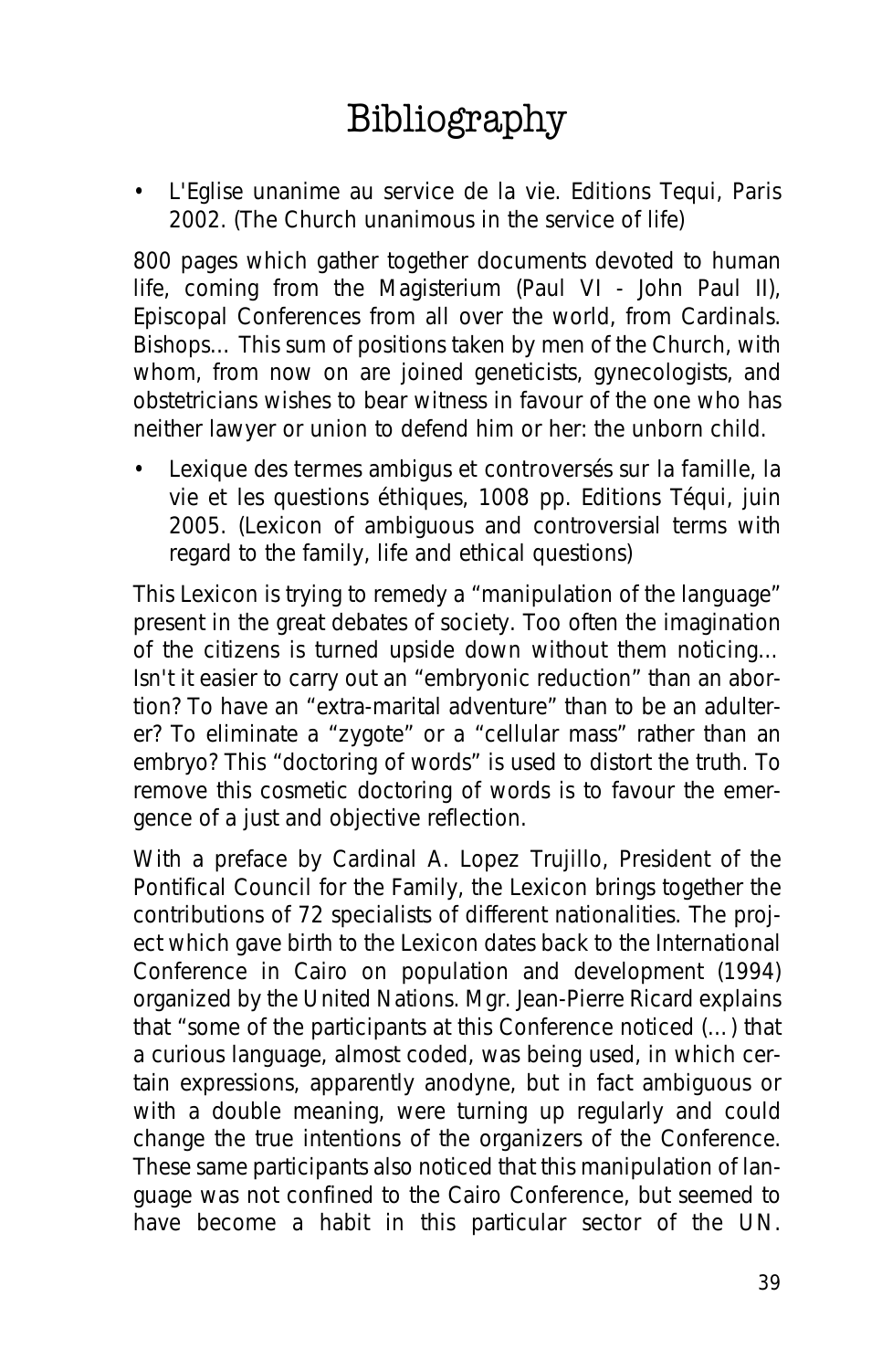# Bibliography

- L'Eglise unanime au service de la vie. Editions Tequi, Paris 2002. (The Church unanimous in the service of life)

800 pages which gather together documents devoted to human life, coming from the Magisterium (Paul VI - John Paul II), Episcopal Conferences from all over the world, from Cardinals. Bishops... This sum of positions taken by men of the Church, with whom, from now on are joined geneticists, gynecologists, and obstetricians wishes to bear witness in favour of the one who has neither lawyer or union to defend him or her: the unborn child.

- Lexique des termes ambigus et controversés sur la famille, la vie et les questions éthiques, 1008 pp. Editions Téqui, juin 2005. (Lexicon of ambiguous and controversial terms with regard to the family, life and ethical questions)

This Lexicon is trying to remedy a "manipulation of the language" present in the great debates of society. Too often the imagination of the citizens is turned upside down without them noticing... Isn't it easier to carry out an "embryonic reduction" than an abortion? To have an "extra-marital adventure" than to be an adulterer? To eliminate a "zygote" or a "cellular mass" rather than an embryo? This "doctoring of words" is used to distort the truth. To remove this cosmetic doctoring of words is to favour the emergence of a just and objective reflection.

With a preface by Cardinal A. Lopez Trujillo, President of the Pontifical Council for the Family, the Lexicon brings together the contributions of 72 specialists of different nationalities. The project which gave birth to the Lexicon dates back to the International Conference in Cairo on population and development (1994) organized by the United Nations. Mgr. Jean-Pierre Ricard explains that "some of the participants at this Conference noticed (...) that a curious language, almost coded, was being used, in which certain expressions, apparently anodyne, but in fact ambiguous or with a double meaning, were turning up regularly and could change the true intentions of the organizers of the Conference. These same participants also noticed that this manipulation of language was not confined to the Cairo Conference, but seemed to have become a habit in this particular sector of the UN.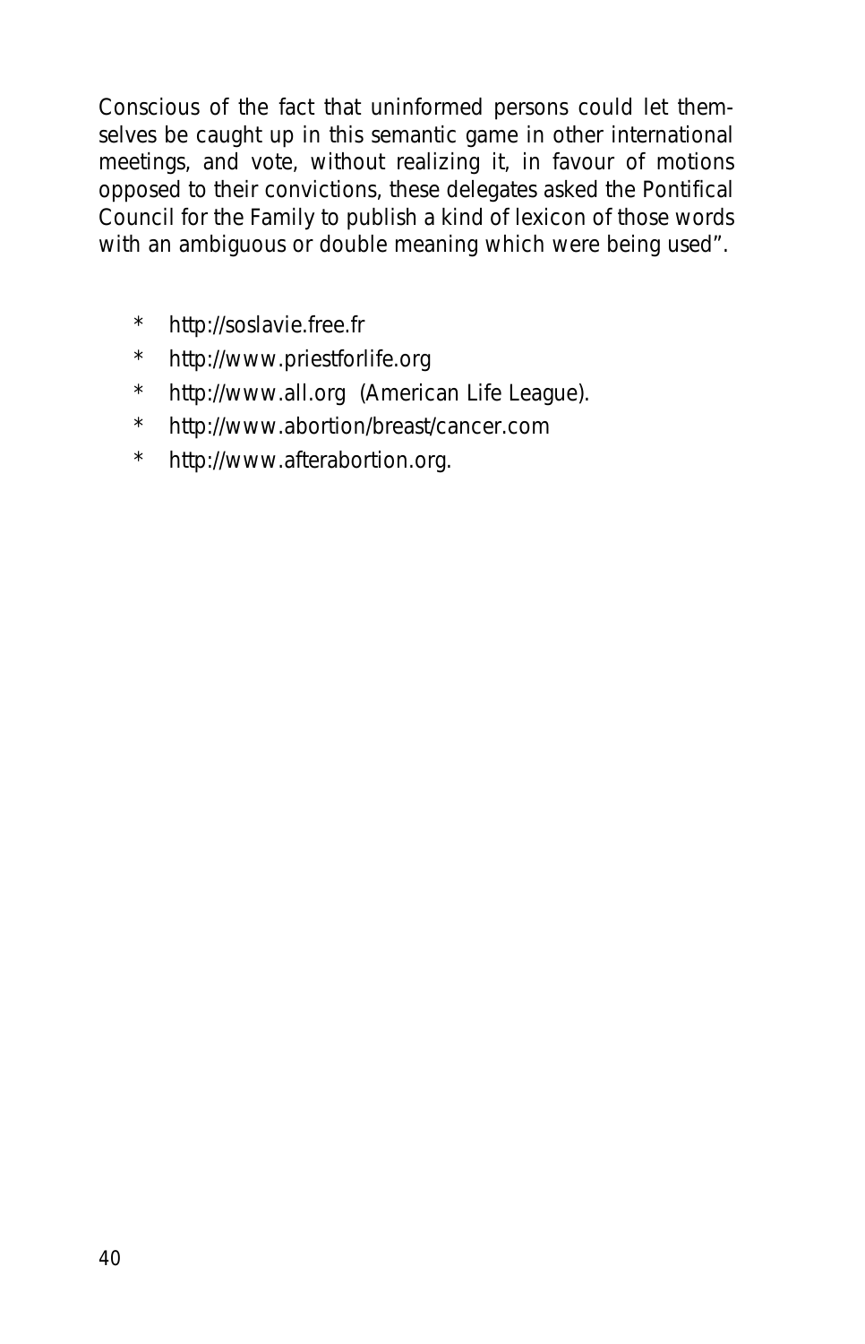Conscious of the fact that uninformed persons could let themselves be caught up in this semantic game in other international meetings, and vote, without realizing it, in favour of motions opposed to their convictions, these delegates asked the Pontifical Council for the Family to publish a kind of lexicon of those words with an ambiguous or double meaning which were being used".

* http://soslavie.free.fr
* http://www.priestforlife.org
* http://www.all.org (American Life League).
* http://www.abortion/breast/cancer.com
* http://www.afterabortion.org.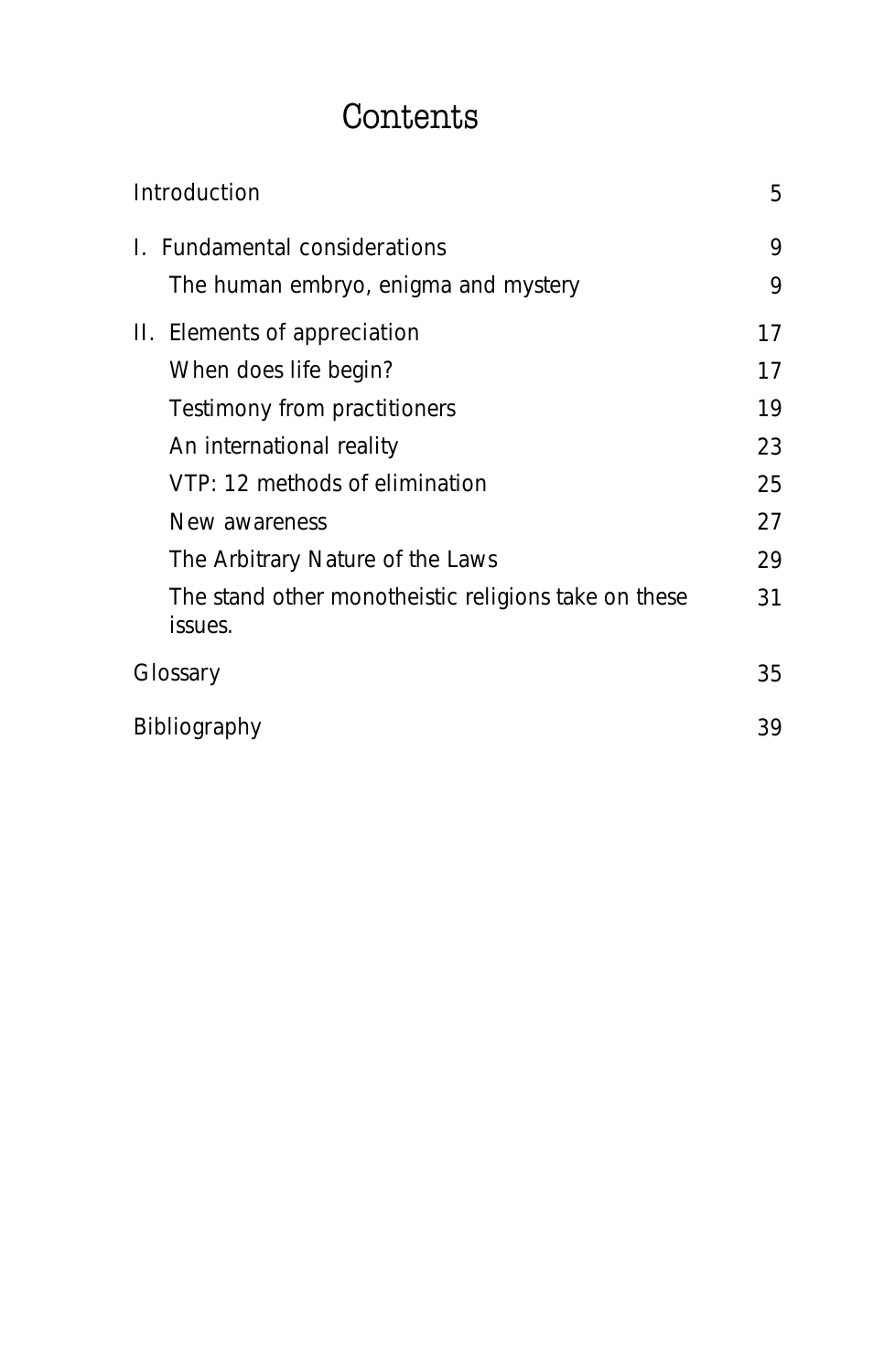# Contents

| | |
|---|---|
| Introduction | 5 |
| I. Fundamental considerations | 9 |
| The human embryo, enigma and mystery | 9 |
| II. Elements of appreciation | 17 |
| When does life begin? | 17 |
| Testimony from practitioners | 19 |
| An international reality | 23 |
| VTP: 12 methods of elimination | 25 |
| New awareness | 27 |
| The Arbitrary Nature of the Laws | 29 |
| The stand other monotheistic religions take on these issues. | 31 |
| Glossary | 35 |
| Bibliography | 39 |